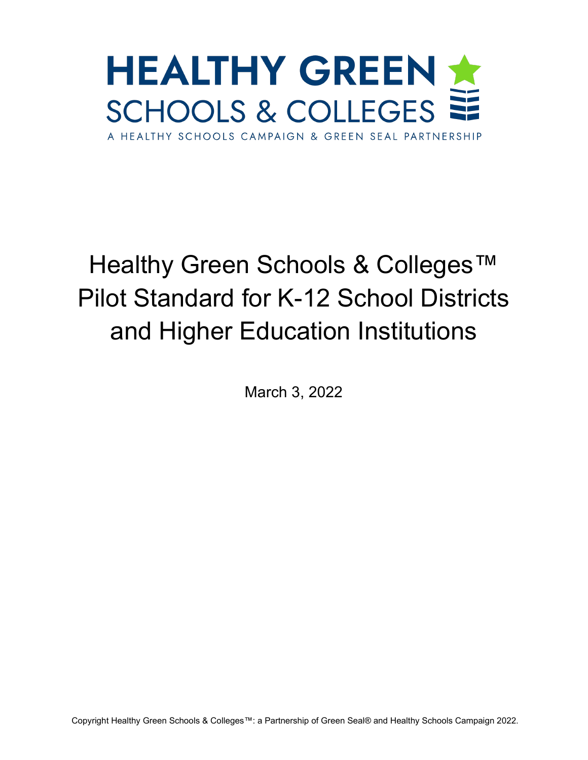# HEALTHY GREEN SCHOOLS & COLLEGES

A HEALTHY SCHOOLS CAMPAIGN & GREEN SEAL PARTNERSHIP

# Healthy Green Schools & Colleges™ Pilot Standard for K-12 School Districts and Higher Education Institutions

March 3, 2022

Copyright Healthy Green Schools & Colleges™: a Partnership of Green Seal® and Healthy Schools Campaign 2022.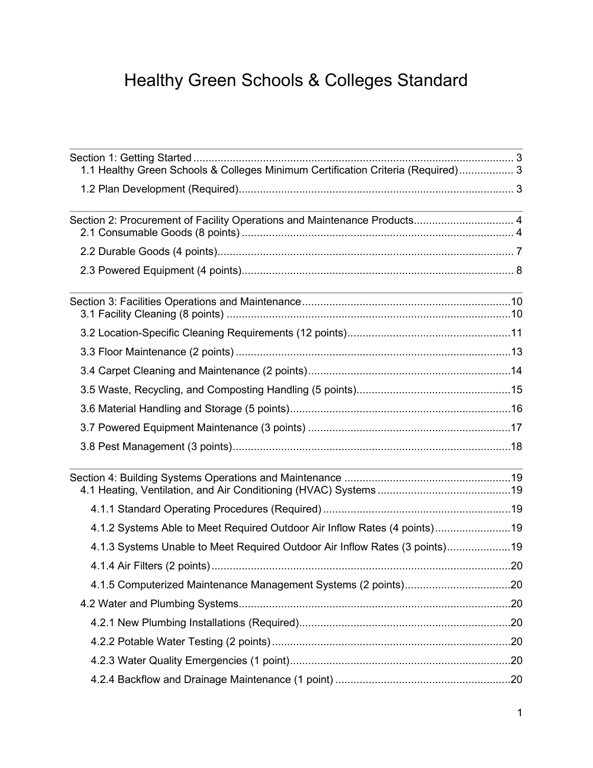# Healthy Green Schools & Colleges Standard

Section 1: Getting Started ........................................................................................................ 3
- 1.1 Healthy Green Schools & Colleges Minimum Certification Criteria (Required) .................. 3
- 1.2 Plan Development (Required) ........................................................................................... 3

Section 2: Procurement of Facility Operations and Maintenance Products ................................. 4
- 2.1 Consumable Goods (8 points) ........................................................................................... 4
- 2.2 Durable Goods (4 points) ................................................................................................... 7
- 2.3 Powered Equipment (4 points) .......................................................................................... 8

Section 3: Facilities Operations and Maintenance ..................................................................... 10
- 3.1 Facility Cleaning (8 points) .............................................................................................. 10
- 3.2 Location-Specific Cleaning Requirements (12 points) ...................................................... 11
- 3.3 Floor Maintenance (2 points) ........................................................................................... 13
- 3.4 Carpet Cleaning and Maintenance (2 points) ................................................................... 14
- 3.5 Waste, Recycling, and Composting Handling (5 points) ................................................... 15
- 3.6 Material Handling and Storage (5 points) ........................................................................ 16
- 3.7 Powered Equipment Maintenance (3 points) ................................................................... 17
- 3.8 Pest Management (3 points) ............................................................................................ 18

Section 4: Building Systems Operations and Maintenance ........................................................ 19
- 4.1 Heating, Ventilation, and Air Conditioning (HVAC) Systems ............................................ 19
  - 4.1.1 Standard Operating Procedures (Required) .............................................................. 19
  - 4.1.2 Systems Able to Meet Required Outdoor Air Inflow Rates (4 points) ......................... 19
  - 4.1.3 Systems Unable to Meet Required Outdoor Air Inflow Rates (3 points) ..................... 19
  - 4.1.4 Air Filters (2 points) ................................................................................................... 20
  - 4.1.5 Computerized Maintenance Management Systems (2 points) ................................... 20
- 4.2 Water and Plumbing Systems ........................................................................................... 20
  - 4.2.1 New Plumbing Installations (Required) ...................................................................... 20
  - 4.2.2 Potable Water Testing (2 points) ............................................................................... 20
  - 4.2.3 Water Quality Emergencies (1 point) ......................................................................... 20
  - 4.2.4 Backflow and Drainage Maintenance (1 point) .......................................................... 20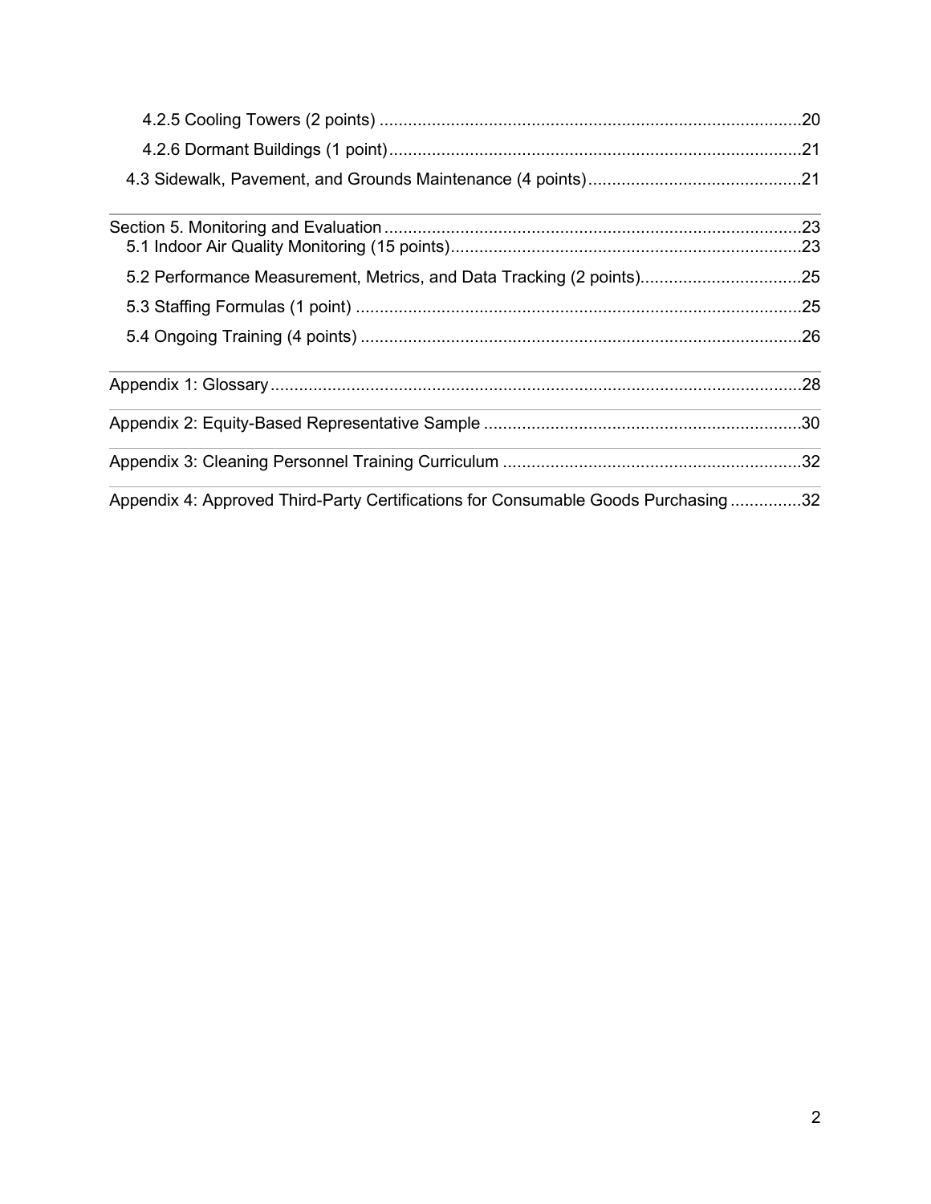4.2.5 Cooling Towers (2 points) .......................................................................................20

4.2.6 Dormant Buildings (1 point).....................................................................................21

4.3 Sidewalk, Pavement, and Grounds Maintenance (4 points)............................................21

Section 5. Monitoring and Evaluation.......................................................................................23

5.1 Indoor Air Quality Monitoring (15 points).........................................................................23

5.2 Performance Measurement, Metrics, and Data Tracking (2 points).................................25

5.3 Staffing Formulas (1 point) .............................................................................................25

5.4 Ongoing Training (4 points) ............................................................................................26

Appendix 1: Glossary...............................................................................................................28

Appendix 2: Equity-Based Representative Sample .................................................................30

Appendix 3: Cleaning Personnel Training Curriculum .............................................................32

Appendix 4: Approved Third-Party Certifications for Consumable Goods Purchasing ..............32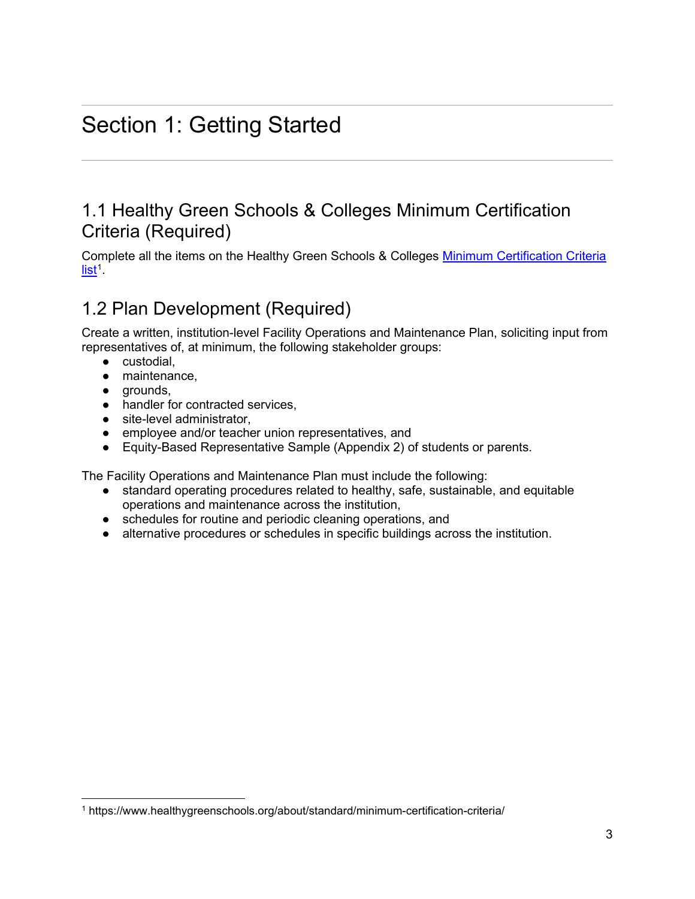# Section 1: Getting Started

## 1.1 Healthy Green Schools & Colleges Minimum Certification Criteria (Required)

Complete all the items on the Healthy Green Schools & Colleges Minimum Certification Criteria list[1].

## 1.2 Plan Development (Required)

Create a written, institution-level Facility Operations and Maintenance Plan, soliciting input from representatives of, at minimum, the following stakeholder groups:

- custodial,
- maintenance,
- grounds,
- handler for contracted services,
- site-level administrator,
- employee and/or teacher union representatives, and
- Equity-Based Representative Sample (Appendix 2) of students or parents.

The Facility Operations and Maintenance Plan must include the following:

- standard operating procedures related to healthy, safe, sustainable, and equitable operations and maintenance across the institution,
- schedules for routine and periodic cleaning operations, and
- alternative procedures or schedules in specific buildings across the institution.

---

[1] https://www.healthygreenschools.org/about/standard/minimum-certification-criteria/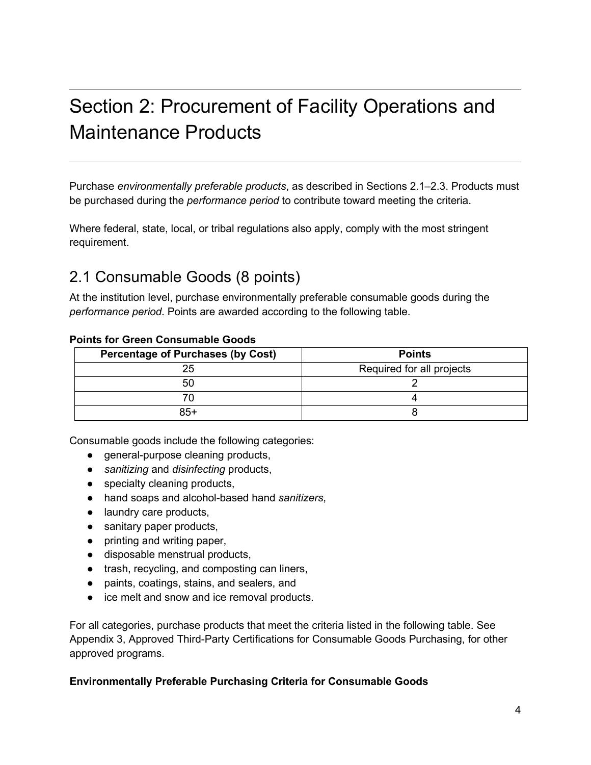# Section 2: Procurement of Facility Operations and Maintenance Products

Purchase *environmentally preferable products*, as described in Sections 2.1–2.3. Products must be purchased during the *performance period* to contribute toward meeting the criteria.

Where federal, state, local, or tribal regulations also apply, comply with the most stringent requirement.

## 2.1 Consumable Goods (8 points)

At the institution level, purchase environmentally preferable consumable goods during the *performance period*. Points are awarded according to the following table.

**Points for Green Consumable Goods**

| Percentage of Purchases (by Cost) | Points |
|---|---|
| 25 | Required for all projects |
| 50 | 2 |
| 70 | 4 |
| 85+ | 8 |

Consumable goods include the following categories:

- general-purpose cleaning products,
- *sanitizing* and *disinfecting* products,
- specialty cleaning products,
- hand soaps and alcohol-based hand *sanitizers*,
- laundry care products,
- sanitary paper products,
- printing and writing paper,
- disposable menstrual products,
- trash, recycling, and composting can liners,
- paints, coatings, stains, and sealers, and
- ice melt and snow and ice removal products.

For all categories, purchase products that meet the criteria listed in the following table. See Appendix 3, Approved Third-Party Certifications for Consumable Goods Purchasing, for other approved programs.

**Environmentally Preferable Purchasing Criteria for Consumable Goods**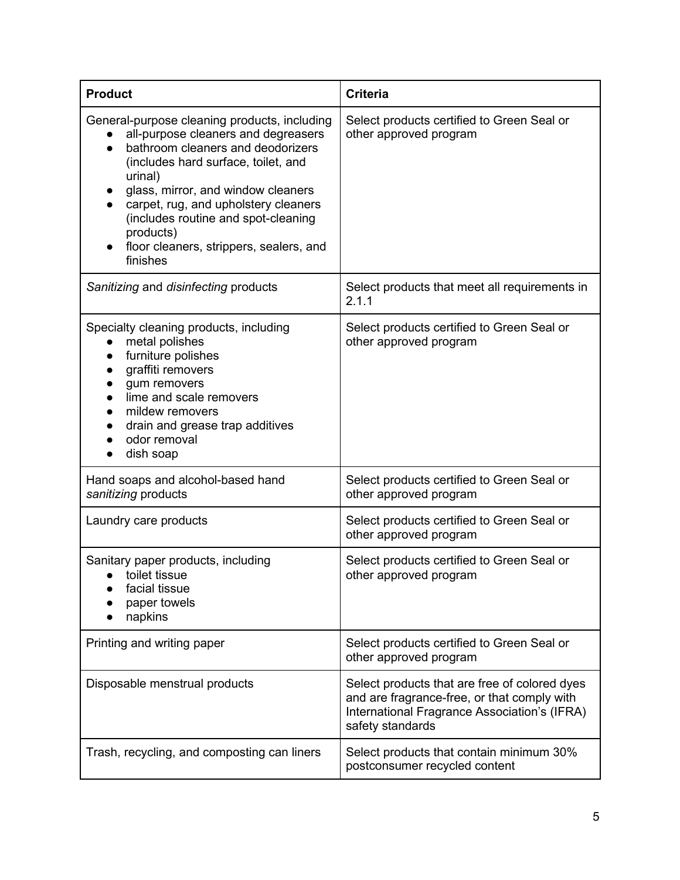| **Product** | **Criteria** |
| --- | --- |
| General-purpose cleaning products, including<br>● all-purpose cleaners and degreasers<br>● bathroom cleaners and deodorizers (includes hard surface, toilet, and urinal)<br>● glass, mirror, and window cleaners<br>● carpet, rug, and upholstery cleaners (includes routine and spot-cleaning products)<br>● floor cleaners, strippers, sealers, and finishes | Select products certified to Green Seal or other approved program |
| *Sanitizing* and *disinfecting* products | Select products that meet all requirements in 2.1.1 |
| Specialty cleaning products, including<br>● metal polishes<br>● furniture polishes<br>● graffiti removers<br>● gum removers<br>● lime and scale removers<br>● mildew removers<br>● drain and grease trap additives<br>● odor removal<br>● dish soap | Select products certified to Green Seal or other approved program |
| Hand soaps and alcohol-based hand *sanitizing* products | Select products certified to Green Seal or other approved program |
| Laundry care products | Select products certified to Green Seal or other approved program |
| Sanitary paper products, including<br>● toilet tissue<br>● facial tissue<br>● paper towels<br>● napkins | Select products certified to Green Seal or other approved program |
| Printing and writing paper | Select products certified to Green Seal or other approved program |
| Disposable menstrual products | Select products that are free of colored dyes and are fragrance-free, or that comply with International Fragrance Association's (IFRA) safety standards |
| Trash, recycling, and composting can liners | Select products that contain minimum 30% postconsumer recycled content |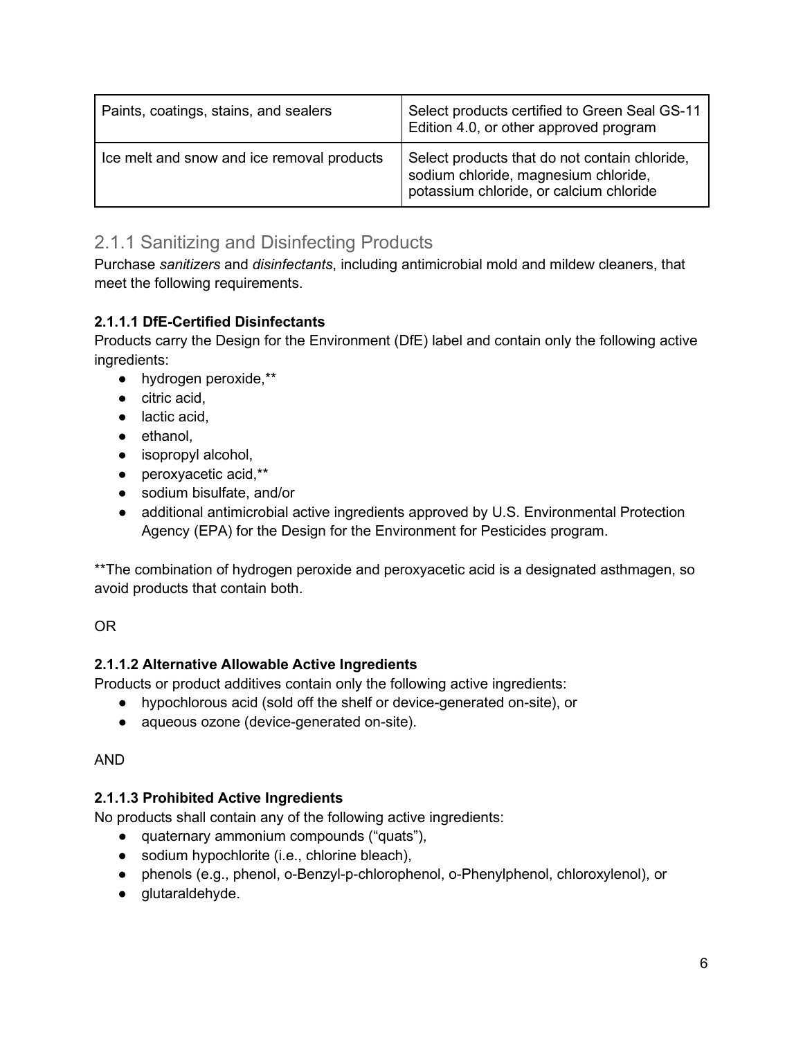| Paints, coatings, stains, and sealers | Select products certified to Green Seal GS-11 Edition 4.0, or other approved program |
|---|---|
| Ice melt and snow and ice removal products | Select products that do not contain chloride, sodium chloride, magnesium chloride, potassium chloride, or calcium chloride |

## 2.1.1 Sanitizing and Disinfecting Products

Purchase *sanitizers* and *disinfectants*, including antimicrobial mold and mildew cleaners, that meet the following requirements.

**2.1.1.1 DfE-Certified Disinfectants**

Products carry the Design for the Environment (DfE) label and contain only the following active ingredients:

- hydrogen peroxide,**
- citric acid,
- lactic acid,
- ethanol,
- isopropyl alcohol,
- peroxyacetic acid,**
- sodium bisulfate, and/or
- additional antimicrobial active ingredients approved by U.S. Environmental Protection Agency (EPA) for the Design for the Environment for Pesticides program.

**The combination of hydrogen peroxide and peroxyacetic acid is a designated asthmagen, so avoid products that contain both.

OR

**2.1.1.2 Alternative Allowable Active Ingredients**

Products or product additives contain only the following active ingredients:

- hypochlorous acid (sold off the shelf or device-generated on-site), or
- aqueous ozone (device-generated on-site).

AND

**2.1.1.3 Prohibited Active Ingredients**

No products shall contain any of the following active ingredients:

- quaternary ammonium compounds ("quats"),
- sodium hypochlorite (i.e., chlorine bleach),
- phenols (e.g., phenol, o-Benzyl-p-chlorophenol, o-Phenylphenol, chloroxylenol), or
- glutaraldehyde.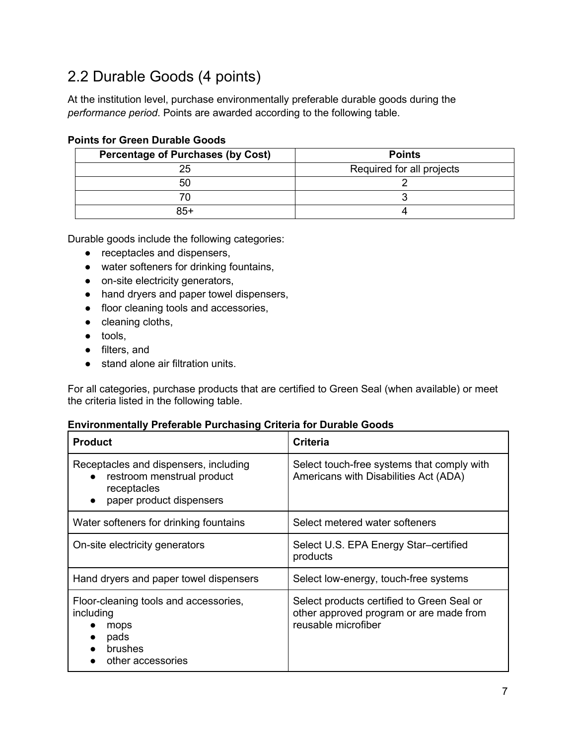## 2.2 Durable Goods (4 points)

At the institution level, purchase environmentally preferable durable goods during the *performance period*. Points are awarded according to the following table.

**Points for Green Durable Goods**

| Percentage of Purchases (by Cost) | Points |
|---|---|
| 25 | Required for all projects |
| 50 | 2 |
| 70 | 3 |
| 85+ | 4 |

Durable goods include the following categories:

- receptacles and dispensers,
- water softeners for drinking fountains,
- on-site electricity generators,
- hand dryers and paper towel dispensers,
- floor cleaning tools and accessories,
- cleaning cloths,
- tools,
- filters, and
- stand alone air filtration units.

For all categories, purchase products that are certified to Green Seal (when available) or meet the criteria listed in the following table.

**Environmentally Preferable Purchasing Criteria for Durable Goods**

| **Product** | **Criteria** |
|---|---|
| Receptacles and dispensers, including <br>• restroom menstrual product receptacles <br>• paper product dispensers | Select touch-free systems that comply with Americans with Disabilities Act (ADA) |
| Water softeners for drinking fountains | Select metered water softeners |
| On-site electricity generators | Select U.S. EPA Energy Star–certified products |
| Hand dryers and paper towel dispensers | Select low-energy, touch-free systems |
| Floor-cleaning tools and accessories, including <br>• mops <br>• pads <br>• brushes <br>• other accessories | Select products certified to Green Seal or other approved program or are made from reusable microfiber |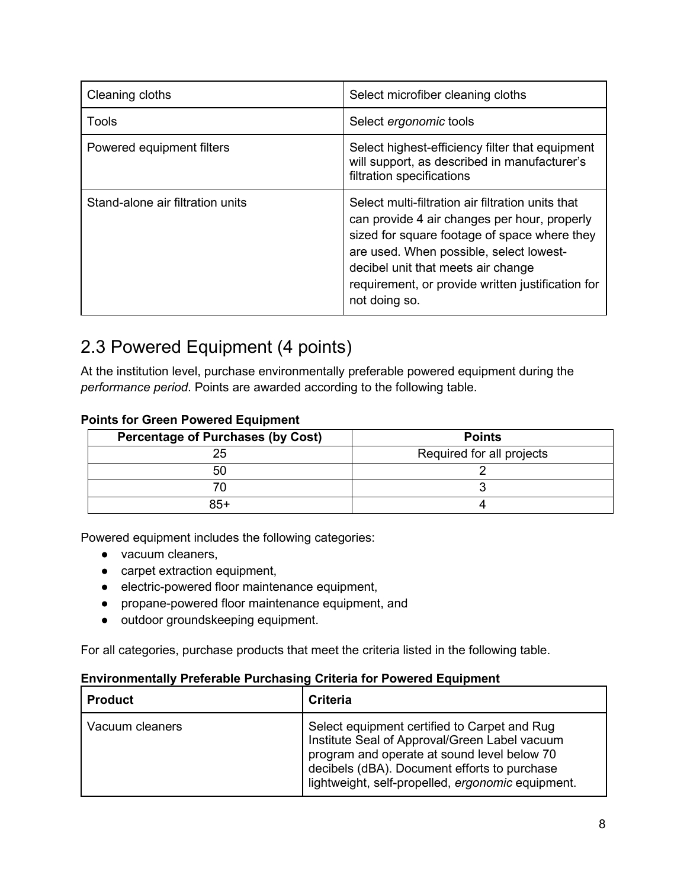| | |
|---|---|
| Cleaning cloths | Select microfiber cleaning cloths |
| Tools | Select *ergonomic* tools |
| Powered equipment filters | Select highest-efficiency filter that equipment will support, as described in manufacturer's filtration specifications |
| Stand-alone air filtration units | Select multi-filtration air filtration units that can provide 4 air changes per hour, properly sized for square footage of space where they are used. When possible, select lowest-decibel unit that meets air change requirement, or provide written justification for not doing so. |

## 2.3 Powered Equipment (4 points)

At the institution level, purchase environmentally preferable powered equipment during the *performance period*. Points are awarded according to the following table.

**Points for Green Powered Equipment**

| Percentage of Purchases (by Cost) | Points |
|---|---|
| 25 | Required for all projects |
| 50 | 2 |
| 70 | 3 |
| 85+ | 4 |

Powered equipment includes the following categories:

- vacuum cleaners,
- carpet extraction equipment,
- electric-powered floor maintenance equipment,
- propane-powered floor maintenance equipment, and
- outdoor groundskeeping equipment.

For all categories, purchase products that meet the criteria listed in the following table.

**Environmentally Preferable Purchasing Criteria for Powered Equipment**

| Product | Criteria |
|---|---|
| Vacuum cleaners | Select equipment certified to Carpet and Rug Institute Seal of Approval/Green Label vacuum program and operate at sound level below 70 decibels (dBA). Document efforts to purchase lightweight, self-propelled, *ergonomic* equipment. |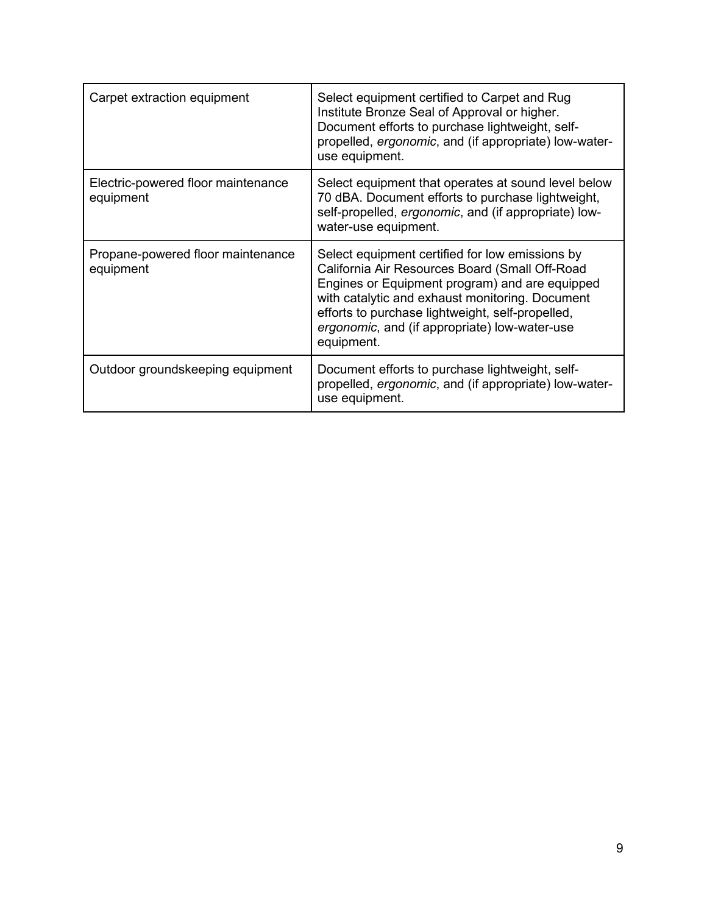| Carpet extraction equipment | Select equipment certified to Carpet and Rug Institute Bronze Seal of Approval or higher. Document efforts to purchase lightweight, self-propelled, *ergonomic*, and (if appropriate) low-water-use equipment. |
|---|---|
| Electric-powered floor maintenance equipment | Select equipment that operates at sound level below 70 dBA. Document efforts to purchase lightweight, self-propelled, *ergonomic*, and (if appropriate) low-water-use equipment. |
| Propane-powered floor maintenance equipment | Select equipment certified for low emissions by California Air Resources Board (Small Off-Road Engines or Equipment program) and are equipped with catalytic and exhaust monitoring. Document efforts to purchase lightweight, self-propelled, *ergonomic*, and (if appropriate) low-water-use equipment. |
| Outdoor groundskeeping equipment | Document efforts to purchase lightweight, self-propelled, *ergonomic*, and (if appropriate) low-water-use equipment. |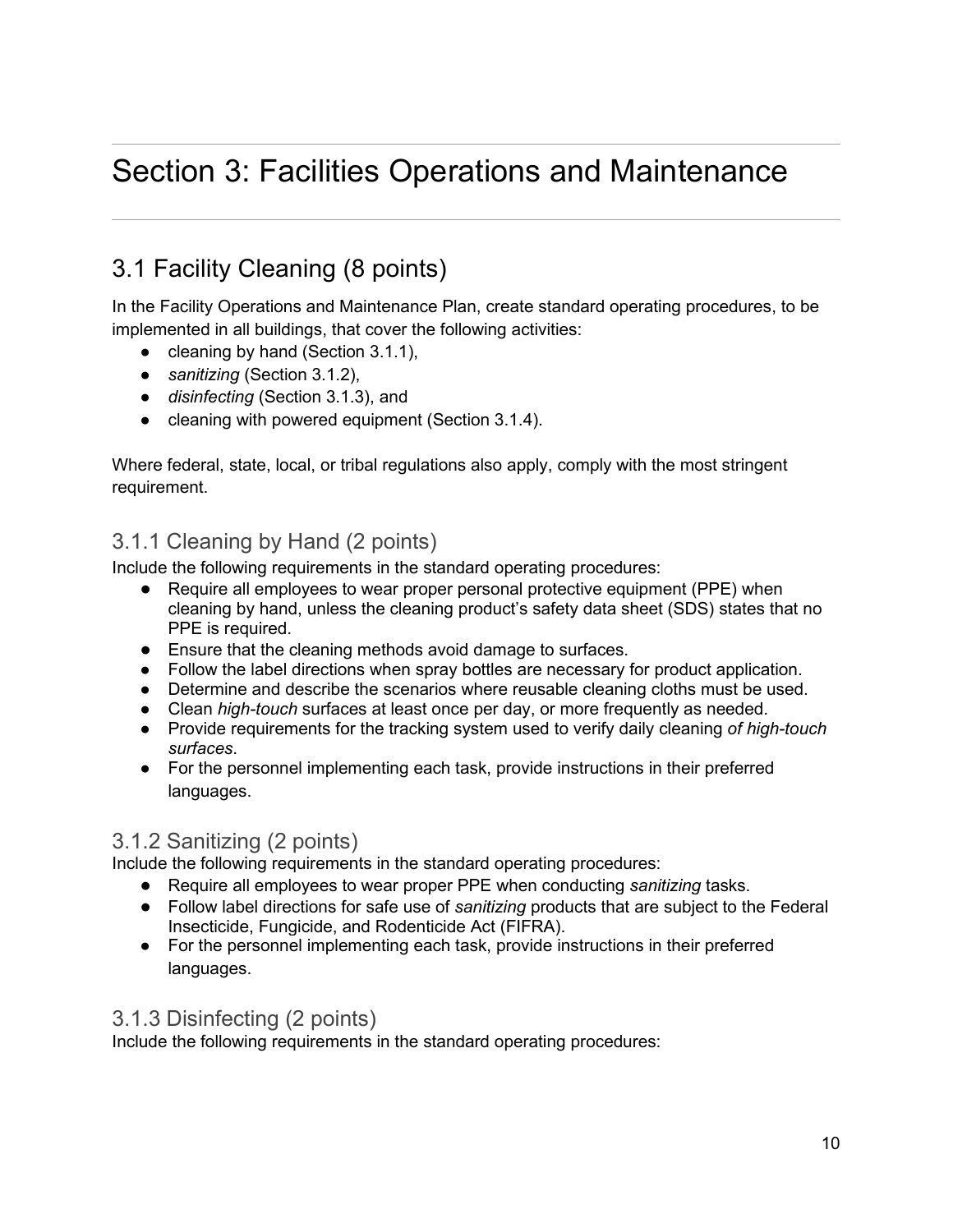# Section 3: Facilities Operations and Maintenance

## 3.1 Facility Cleaning (8 points)

In the Facility Operations and Maintenance Plan, create standard operating procedures, to be implemented in all buildings, that cover the following activities:

- cleaning by hand (Section 3.1.1),
- *sanitizing* (Section 3.1.2),
- *disinfecting* (Section 3.1.3), and
- cleaning with powered equipment (Section 3.1.4).

Where federal, state, local, or tribal regulations also apply, comply with the most stringent requirement.

### 3.1.1 Cleaning by Hand (2 points)

Include the following requirements in the standard operating procedures:

- Require all employees to wear proper personal protective equipment (PPE) when cleaning by hand, unless the cleaning product's safety data sheet (SDS) states that no PPE is required.
- Ensure that the cleaning methods avoid damage to surfaces.
- Follow the label directions when spray bottles are necessary for product application.
- Determine and describe the scenarios where reusable cleaning cloths must be used.
- Clean *high-touch* surfaces at least once per day, or more frequently as needed.
- Provide requirements for the tracking system used to verify daily cleaning *of high-touch surfaces*.
- For the personnel implementing each task, provide instructions in their preferred languages.

### 3.1.2 Sanitizing (2 points)

Include the following requirements in the standard operating procedures:

- Require all employees to wear proper PPE when conducting *sanitizing* tasks.
- Follow label directions for safe use of *sanitizing* products that are subject to the Federal Insecticide, Fungicide, and Rodenticide Act (FIFRA).
- For the personnel implementing each task, provide instructions in their preferred languages.

### 3.1.3 Disinfecting (2 points)

Include the following requirements in the standard operating procedures: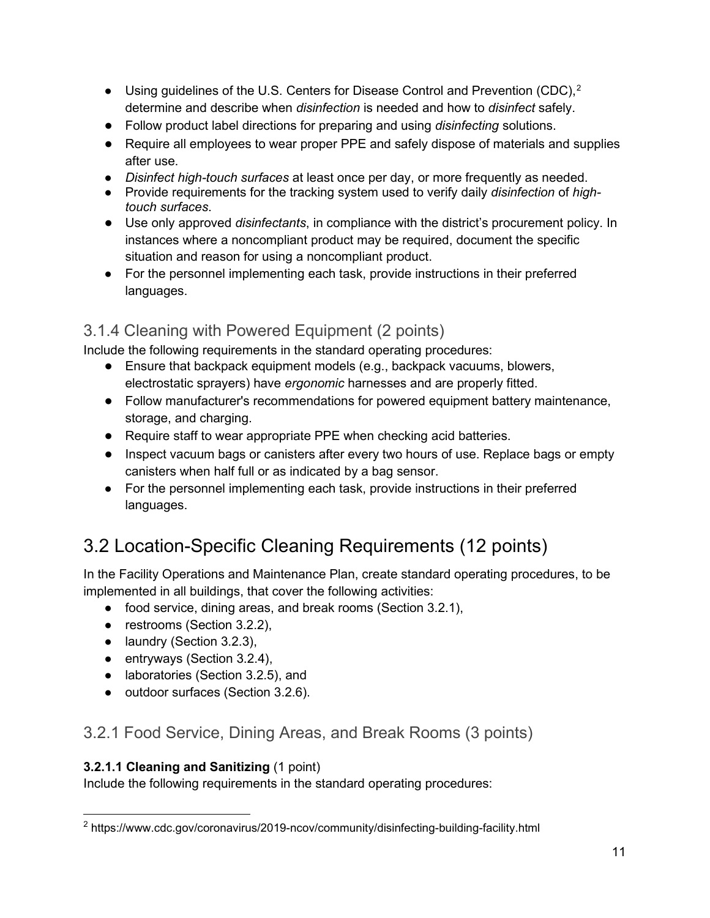- Using guidelines of the U.S. Centers for Disease Control and Prevention (CDC),[2] determine and describe when *disinfection* is needed and how to *disinfect* safely.
- Follow product label directions for preparing and using *disinfecting* solutions.
- Require all employees to wear proper PPE and safely dispose of materials and supplies after use.
- *Disinfect high-touch surfaces* at least once per day, or more frequently as needed.
- Provide requirements for the tracking system used to verify daily *disinfection* of *high-touch surfaces*.
- Use only approved *disinfectants*, in compliance with the district's procurement policy. In instances where a noncompliant product may be required, document the specific situation and reason for using a noncompliant product.
- For the personnel implementing each task, provide instructions in their preferred languages.

### 3.1.4 Cleaning with Powered Equipment (2 points)

Include the following requirements in the standard operating procedures:

- Ensure that backpack equipment models (e.g., backpack vacuums, blowers, electrostatic sprayers) have *ergonomic* harnesses and are properly fitted.
- Follow manufacturer's recommendations for powered equipment battery maintenance, storage, and charging.
- Require staff to wear appropriate PPE when checking acid batteries.
- Inspect vacuum bags or canisters after every two hours of use. Replace bags or empty canisters when half full or as indicated by a bag sensor.
- For the personnel implementing each task, provide instructions in their preferred languages.

## 3.2 Location-Specific Cleaning Requirements (12 points)

In the Facility Operations and Maintenance Plan, create standard operating procedures, to be implemented in all buildings, that cover the following activities:

- food service, dining areas, and break rooms (Section 3.2.1),
- restrooms (Section 3.2.2),
- laundry (Section 3.2.3),
- entryways (Section 3.2.4),
- laboratories (Section 3.2.5), and
- outdoor surfaces (Section 3.2.6).

### 3.2.1 Food Service, Dining Areas, and Break Rooms (3 points)

**3.2.1.1 Cleaning and Sanitizing** (1 point)

Include the following requirements in the standard operating procedures:

---

[2] https://www.cdc.gov/coronavirus/2019-ncov/community/disinfecting-building-facility.html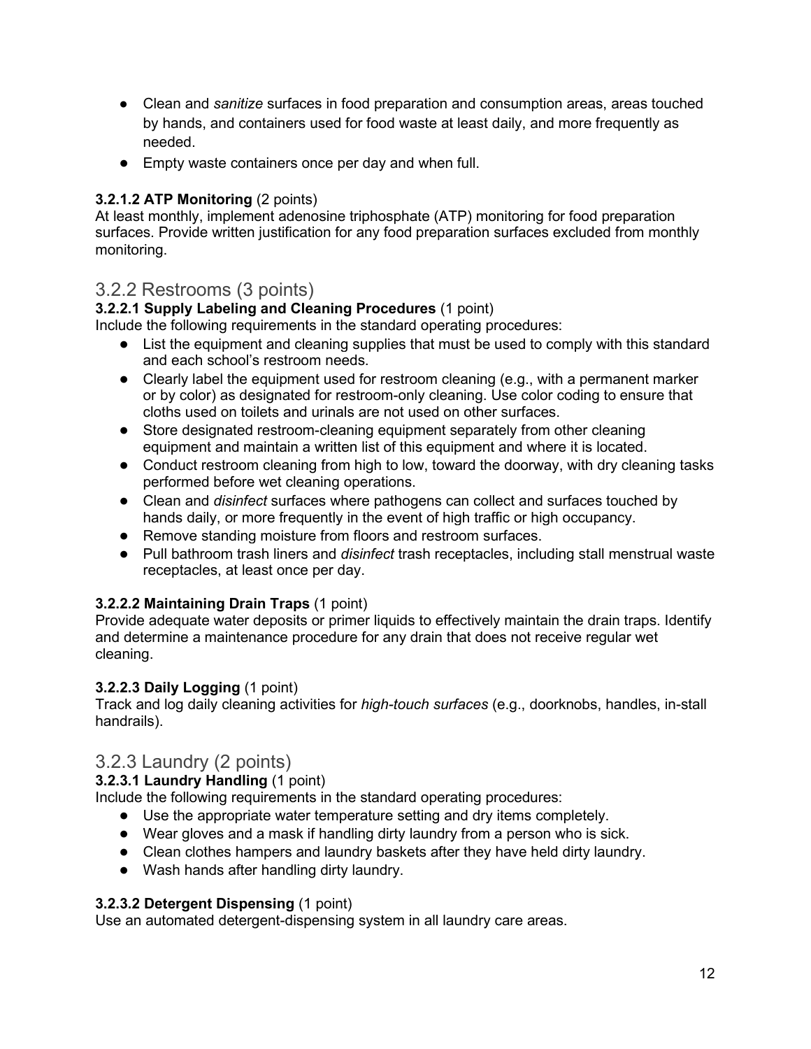- Clean and *sanitize* surfaces in food preparation and consumption areas, areas touched by hands, and containers used for food waste at least daily, and more frequently as needed.
- Empty waste containers once per day and when full.

#### 3.2.1.2 ATP Monitoring (2 points)

At least monthly, implement adenosine triphosphate (ATP) monitoring for food preparation surfaces. Provide written justification for any food preparation surfaces excluded from monthly monitoring.

### 3.2.2 Restrooms (3 points)

#### 3.2.2.1 Supply Labeling and Cleaning Procedures (1 point)

Include the following requirements in the standard operating procedures:

- List the equipment and cleaning supplies that must be used to comply with this standard and each school's restroom needs.
- Clearly label the equipment used for restroom cleaning (e.g., with a permanent marker or by color) as designated for restroom-only cleaning. Use color coding to ensure that cloths used on toilets and urinals are not used on other surfaces.
- Store designated restroom-cleaning equipment separately from other cleaning equipment and maintain a written list of this equipment and where it is located.
- Conduct restroom cleaning from high to low, toward the doorway, with dry cleaning tasks performed before wet cleaning operations.
- Clean and *disinfect* surfaces where pathogens can collect and surfaces touched by hands daily, or more frequently in the event of high traffic or high occupancy.
- Remove standing moisture from floors and restroom surfaces.
- Pull bathroom trash liners and *disinfect* trash receptacles, including stall menstrual waste receptacles, at least once per day.

#### 3.2.2.2 Maintaining Drain Traps (1 point)

Provide adequate water deposits or primer liquids to effectively maintain the drain traps. Identify and determine a maintenance procedure for any drain that does not receive regular wet cleaning.

#### 3.2.2.3 Daily Logging (1 point)

Track and log daily cleaning activities for *high-touch surfaces* (e.g., doorknobs, handles, in-stall handrails).

### 3.2.3 Laundry (2 points)

#### 3.2.3.1 Laundry Handling (1 point)

Include the following requirements in the standard operating procedures:

- Use the appropriate water temperature setting and dry items completely.
- Wear gloves and a mask if handling dirty laundry from a person who is sick.
- Clean clothes hampers and laundry baskets after they have held dirty laundry.
- Wash hands after handling dirty laundry.

#### 3.2.3.2 Detergent Dispensing (1 point)

Use an automated detergent-dispensing system in all laundry care areas.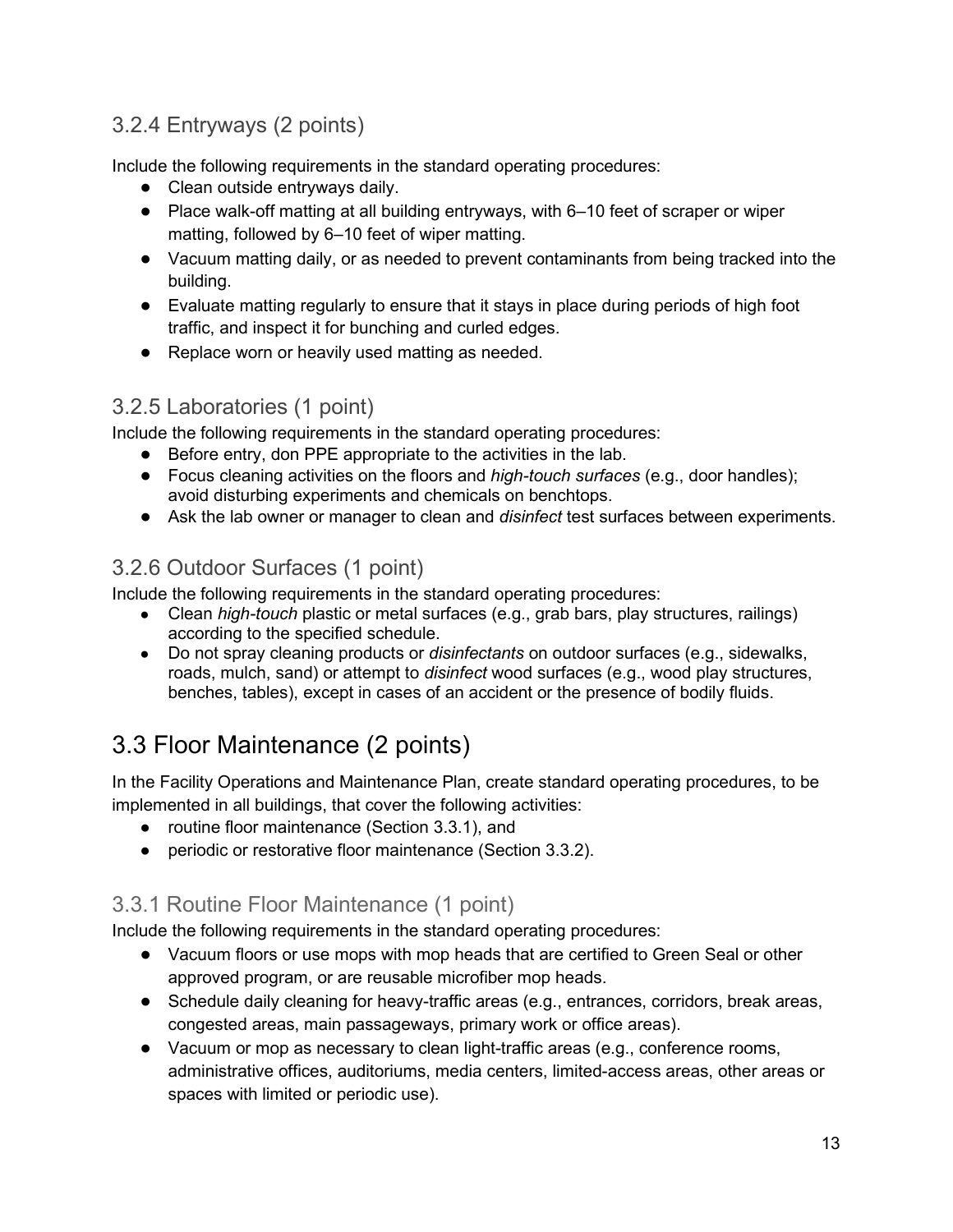### 3.2.4 Entryways (2 points)

Include the following requirements in the standard operating procedures:

- Clean outside entryways daily.
- Place walk-off matting at all building entryways, with 6–10 feet of scraper or wiper matting, followed by 6–10 feet of wiper matting.
- Vacuum matting daily, or as needed to prevent contaminants from being tracked into the building.
- Evaluate matting regularly to ensure that it stays in place during periods of high foot traffic, and inspect it for bunching and curled edges.
- Replace worn or heavily used matting as needed.

### 3.2.5 Laboratories (1 point)

Include the following requirements in the standard operating procedures:

- Before entry, don PPE appropriate to the activities in the lab.
- Focus cleaning activities on the floors and *high-touch surfaces* (e.g., door handles); avoid disturbing experiments and chemicals on benchtops.
- Ask the lab owner or manager to clean and *disinfect* test surfaces between experiments.

### 3.2.6 Outdoor Surfaces (1 point)

Include the following requirements in the standard operating procedures:

- Clean *high-touch* plastic or metal surfaces (e.g., grab bars, play structures, railings) according to the specified schedule.
- Do not spray cleaning products or *disinfectants* on outdoor surfaces (e.g., sidewalks, roads, mulch, sand) or attempt to *disinfect* wood surfaces (e.g., wood play structures, benches, tables), except in cases of an accident or the presence of bodily fluids.

## 3.3 Floor Maintenance (2 points)

In the Facility Operations and Maintenance Plan, create standard operating procedures, to be implemented in all buildings, that cover the following activities:

- routine floor maintenance (Section 3.3.1), and
- periodic or restorative floor maintenance (Section 3.3.2).

### 3.3.1 Routine Floor Maintenance (1 point)

Include the following requirements in the standard operating procedures:

- Vacuum floors or use mops with mop heads that are certified to Green Seal or other approved program, or are reusable microfiber mop heads.
- Schedule daily cleaning for heavy-traffic areas (e.g., entrances, corridors, break areas, congested areas, main passageways, primary work or office areas).
- Vacuum or mop as necessary to clean light-traffic areas (e.g., conference rooms, administrative offices, auditoriums, media centers, limited-access areas, other areas or spaces with limited or periodic use).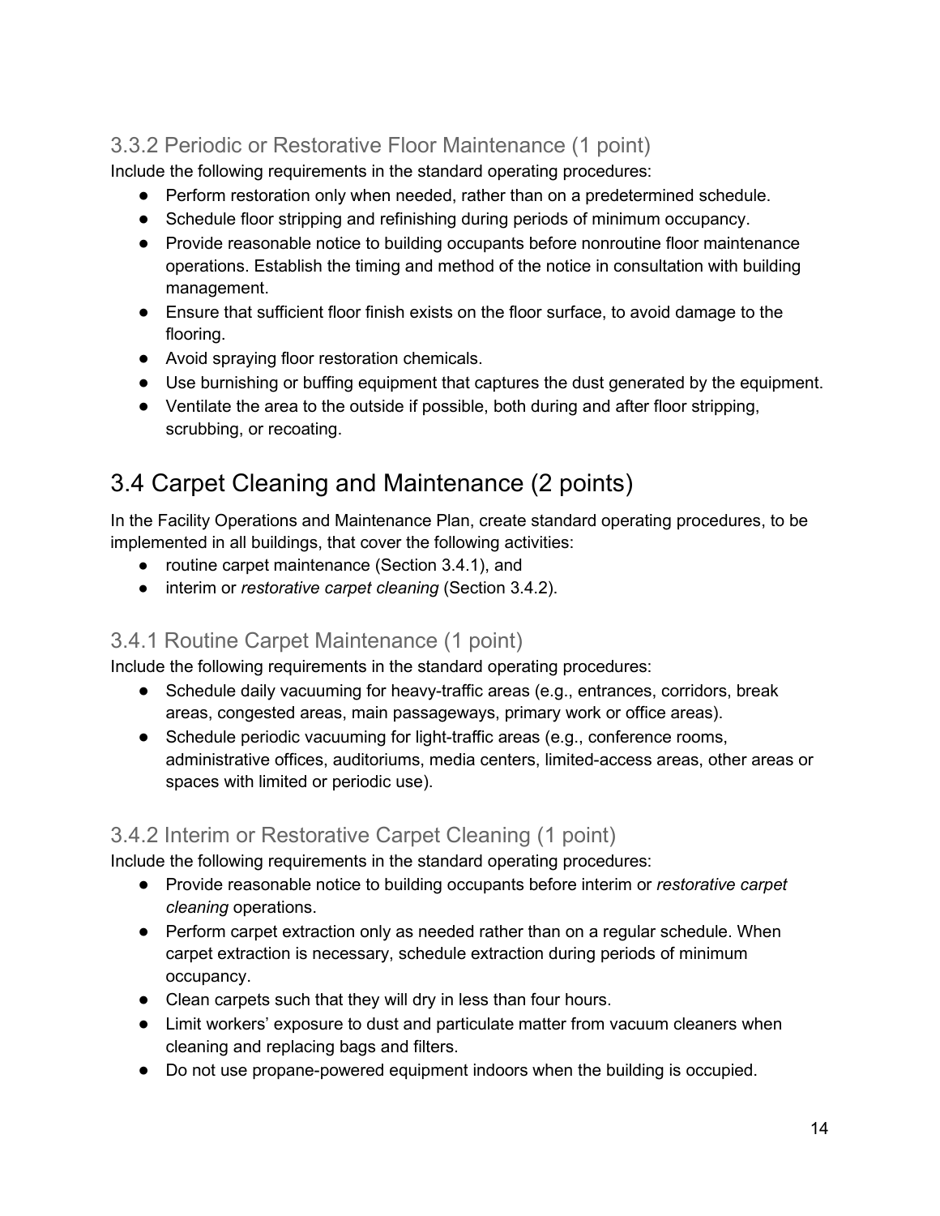### 3.3.2 Periodic or Restorative Floor Maintenance (1 point)

Include the following requirements in the standard operating procedures:

- Perform restoration only when needed, rather than on a predetermined schedule.
- Schedule floor stripping and refinishing during periods of minimum occupancy.
- Provide reasonable notice to building occupants before nonroutine floor maintenance operations. Establish the timing and method of the notice in consultation with building management.
- Ensure that sufficient floor finish exists on the floor surface, to avoid damage to the flooring.
- Avoid spraying floor restoration chemicals.
- Use burnishing or buffing equipment that captures the dust generated by the equipment.
- Ventilate the area to the outside if possible, both during and after floor stripping, scrubbing, or recoating.

## 3.4 Carpet Cleaning and Maintenance (2 points)

In the Facility Operations and Maintenance Plan, create standard operating procedures, to be implemented in all buildings, that cover the following activities:

- routine carpet maintenance (Section 3.4.1), and
- interim or *restorative carpet cleaning* (Section 3.4.2).

### 3.4.1 Routine Carpet Maintenance (1 point)

Include the following requirements in the standard operating procedures:

- Schedule daily vacuuming for heavy-traffic areas (e.g., entrances, corridors, break areas, congested areas, main passageways, primary work or office areas).
- Schedule periodic vacuuming for light-traffic areas (e.g., conference rooms, administrative offices, auditoriums, media centers, limited-access areas, other areas or spaces with limited or periodic use).

### 3.4.2 Interim or Restorative Carpet Cleaning (1 point)

Include the following requirements in the standard operating procedures:

- Provide reasonable notice to building occupants before interim or *restorative carpet cleaning* operations.
- Perform carpet extraction only as needed rather than on a regular schedule. When carpet extraction is necessary, schedule extraction during periods of minimum occupancy.
- Clean carpets such that they will dry in less than four hours.
- Limit workers' exposure to dust and particulate matter from vacuum cleaners when cleaning and replacing bags and filters.
- Do not use propane-powered equipment indoors when the building is occupied.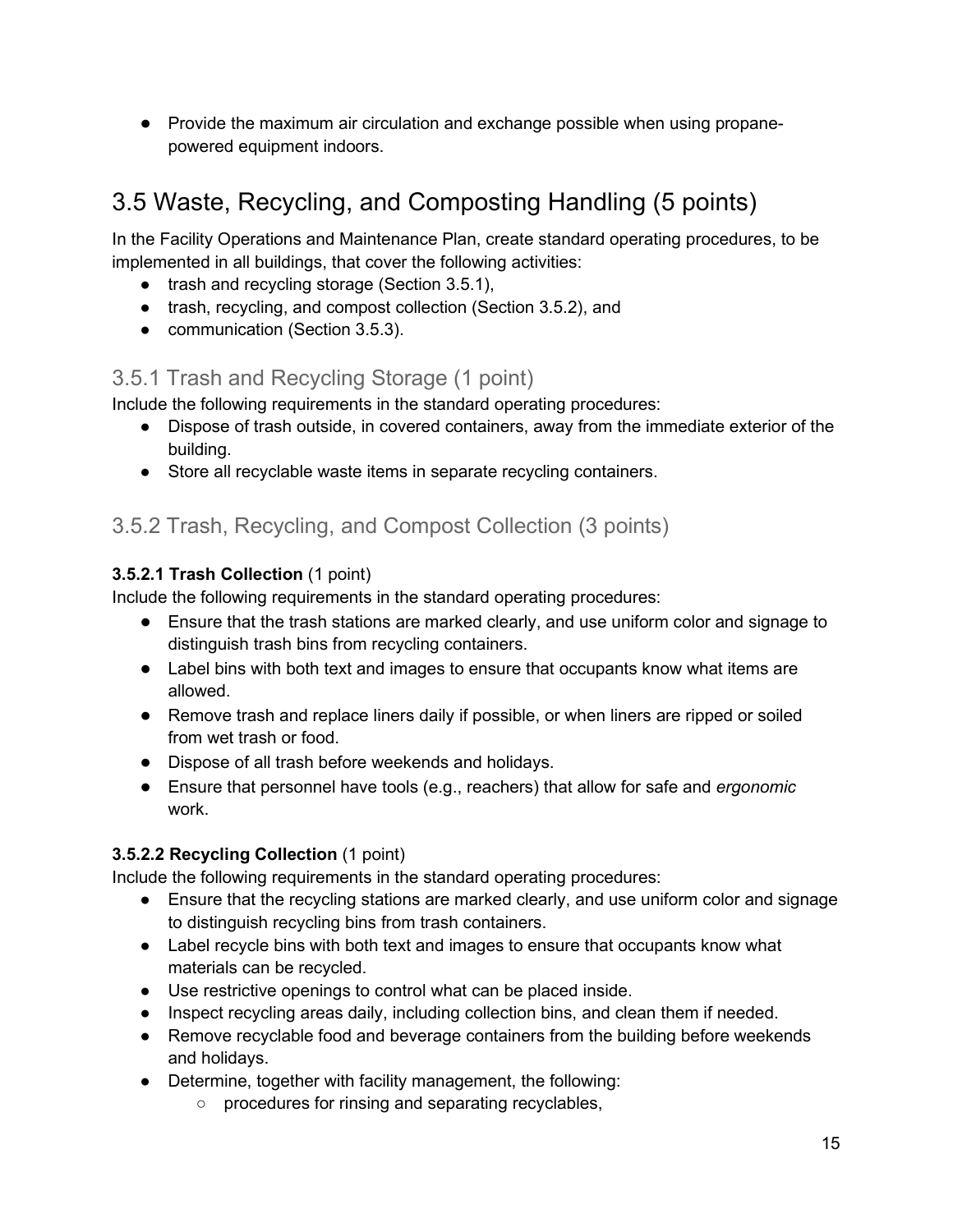- Provide the maximum air circulation and exchange possible when using propane-powered equipment indoors.

## 3.5 Waste, Recycling, and Composting Handling (5 points)

In the Facility Operations and Maintenance Plan, create standard operating procedures, to be implemented in all buildings, that cover the following activities:

- trash and recycling storage (Section 3.5.1),
- trash, recycling, and compost collection (Section 3.5.2), and
- communication (Section 3.5.3).

### 3.5.1 Trash and Recycling Storage (1 point)

Include the following requirements in the standard operating procedures:

- Dispose of trash outside, in covered containers, away from the immediate exterior of the building.
- Store all recyclable waste items in separate recycling containers.

### 3.5.2 Trash, Recycling, and Compost Collection (3 points)

**3.5.2.1 Trash Collection** (1 point)

Include the following requirements in the standard operating procedures:

- Ensure that the trash stations are marked clearly, and use uniform color and signage to distinguish trash bins from recycling containers.
- Label bins with both text and images to ensure that occupants know what items are allowed.
- Remove trash and replace liners daily if possible, or when liners are ripped or soiled from wet trash or food.
- Dispose of all trash before weekends and holidays.
- Ensure that personnel have tools (e.g., reachers) that allow for safe and *ergonomic* work.

**3.5.2.2 Recycling Collection** (1 point)

Include the following requirements in the standard operating procedures:

- Ensure that the recycling stations are marked clearly, and use uniform color and signage to distinguish recycling bins from trash containers.
- Label recycle bins with both text and images to ensure that occupants know what materials can be recycled.
- Use restrictive openings to control what can be placed inside.
- Inspect recycling areas daily, including collection bins, and clean them if needed.
- Remove recyclable food and beverage containers from the building before weekends and holidays.
- Determine, together with facility management, the following:
  - procedures for rinsing and separating recyclables,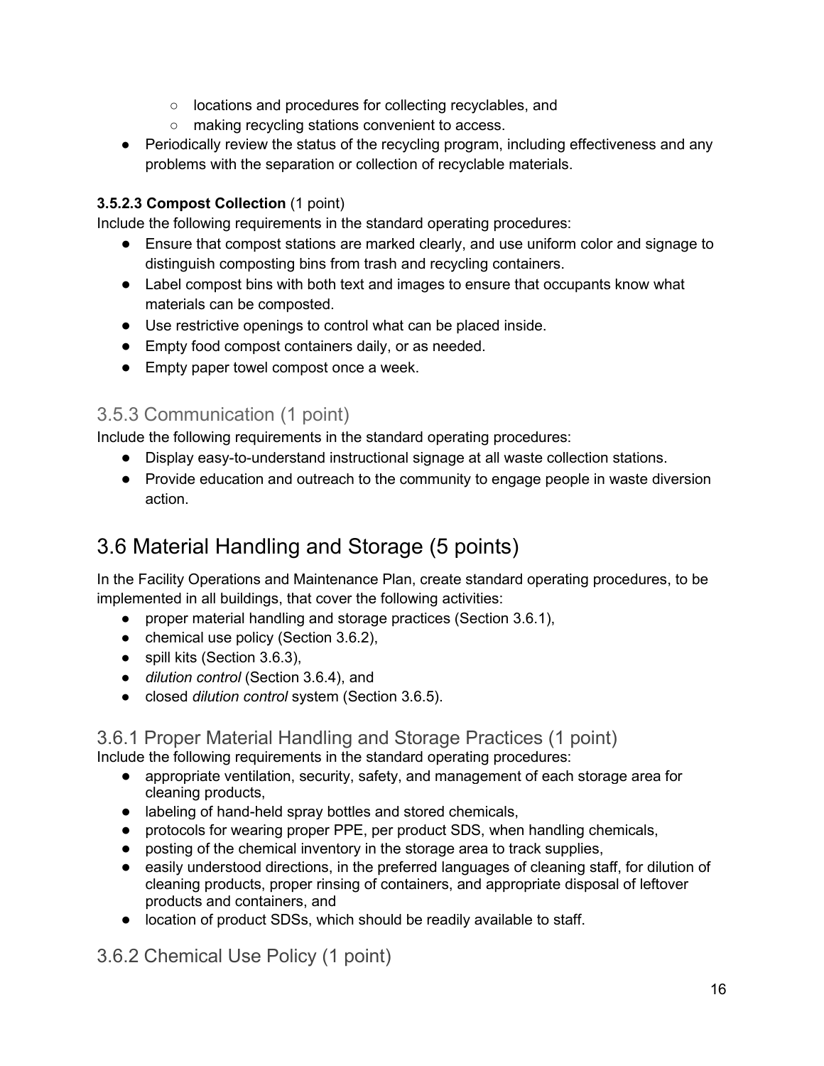- locations and procedures for collecting recyclables, and
    - making recycling stations convenient to access.
- Periodically review the status of the recycling program, including effectiveness and any problems with the separation or collection of recyclable materials.

#### 3.5.2.3 Compost Collection (1 point)

Include the following requirements in the standard operating procedures:

- Ensure that compost stations are marked clearly, and use uniform color and signage to distinguish composting bins from trash and recycling containers.
- Label compost bins with both text and images to ensure that occupants know what materials can be composted.
- Use restrictive openings to control what can be placed inside.
- Empty food compost containers daily, or as needed.
- Empty paper towel compost once a week.

### 3.5.3 Communication (1 point)

Include the following requirements in the standard operating procedures:

- Display easy-to-understand instructional signage at all waste collection stations.
- Provide education and outreach to the community to engage people in waste diversion action.

## 3.6 Material Handling and Storage (5 points)

In the Facility Operations and Maintenance Plan, create standard operating procedures, to be implemented in all buildings, that cover the following activities:

- proper material handling and storage practices (Section 3.6.1),
- chemical use policy (Section 3.6.2),
- spill kits (Section 3.6.3),
- *dilution control* (Section 3.6.4), and
- closed *dilution control* system (Section 3.6.5).

### 3.6.1 Proper Material Handling and Storage Practices (1 point)

Include the following requirements in the standard operating procedures:

- appropriate ventilation, security, safety, and management of each storage area for cleaning products,
- labeling of hand-held spray bottles and stored chemicals,
- protocols for wearing proper PPE, per product SDS, when handling chemicals,
- posting of the chemical inventory in the storage area to track supplies,
- easily understood directions, in the preferred languages of cleaning staff, for dilution of cleaning products, proper rinsing of containers, and appropriate disposal of leftover products and containers, and
- location of product SDSs, which should be readily available to staff.

### 3.6.2 Chemical Use Policy (1 point)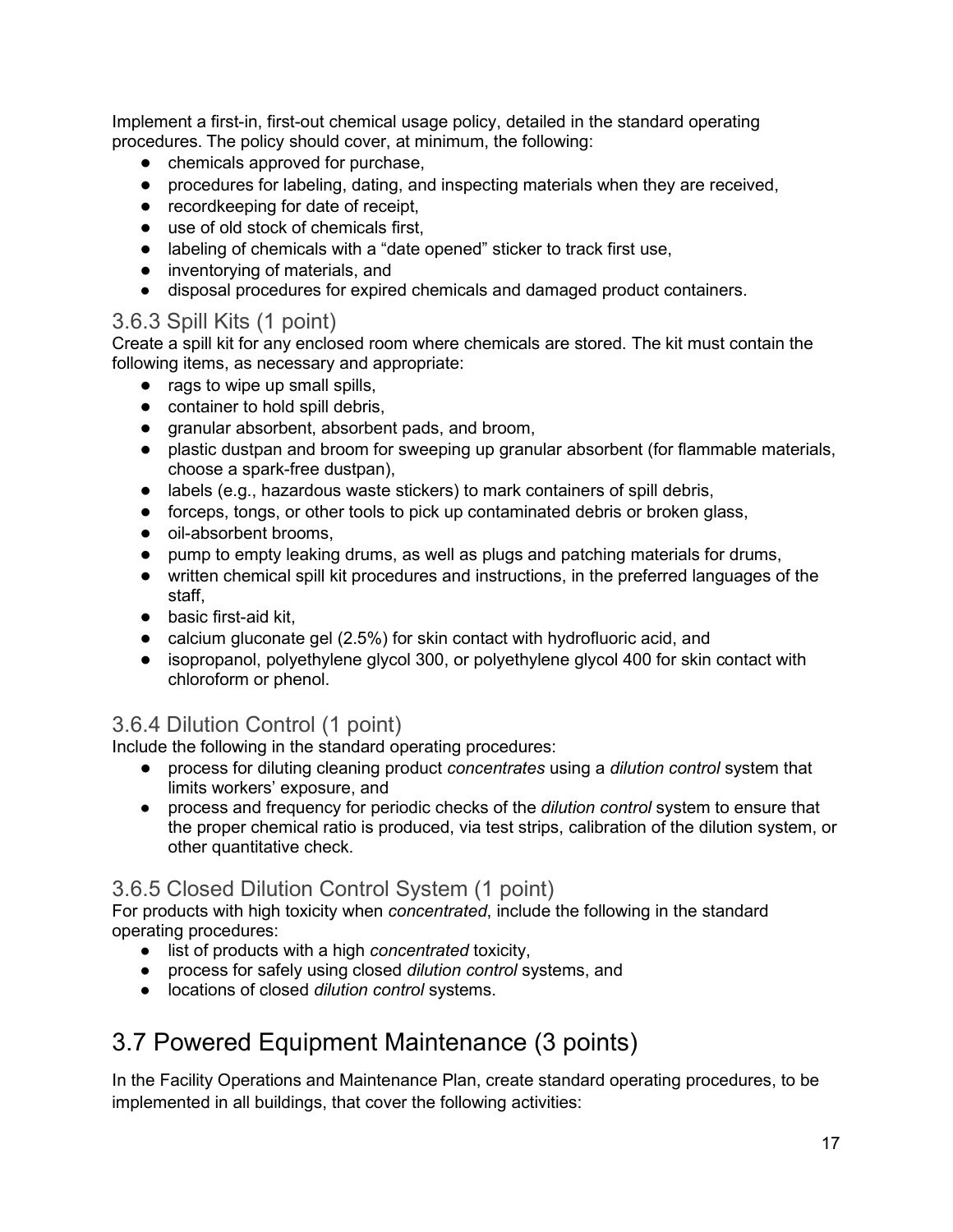Implement a first-in, first-out chemical usage policy, detailed in the standard operating procedures. The policy should cover, at minimum, the following:

- chemicals approved for purchase,
- procedures for labeling, dating, and inspecting materials when they are received,
- recordkeeping for date of receipt,
- use of old stock of chemicals first,
- labeling of chemicals with a “date opened” sticker to track first use,
- inventorying of materials, and
- disposal procedures for expired chemicals and damaged product containers.

### 3.6.3 Spill Kits (1 point)

Create a spill kit for any enclosed room where chemicals are stored. The kit must contain the following items, as necessary and appropriate:

- rags to wipe up small spills,
- container to hold spill debris,
- granular absorbent, absorbent pads, and broom,
- plastic dustpan and broom for sweeping up granular absorbent (for flammable materials, choose a spark-free dustpan),
- labels (e.g., hazardous waste stickers) to mark containers of spill debris,
- forceps, tongs, or other tools to pick up contaminated debris or broken glass,
- oil-absorbent brooms,
- pump to empty leaking drums, as well as plugs and patching materials for drums,
- written chemical spill kit procedures and instructions, in the preferred languages of the staff,
- basic first-aid kit,
- calcium gluconate gel (2.5%) for skin contact with hydrofluoric acid, and
- isopropanol, polyethylene glycol 300, or polyethylene glycol 400 for skin contact with chloroform or phenol.

### 3.6.4 Dilution Control (1 point)

Include the following in the standard operating procedures:

- process for diluting cleaning product *concentrates* using a *dilution control* system that limits workers’ exposure, and
- process and frequency for periodic checks of the *dilution control* system to ensure that the proper chemical ratio is produced, via test strips, calibration of the dilution system, or other quantitative check.

### 3.6.5 Closed Dilution Control System (1 point)

For products with high toxicity when *concentrated*, include the following in the standard operating procedures:

- list of products with a high *concentrated* toxicity,
- process for safely using closed *dilution control* systems, and
- locations of closed *dilution control* systems.

## 3.7 Powered Equipment Maintenance (3 points)

In the Facility Operations and Maintenance Plan, create standard operating procedures, to be implemented in all buildings, that cover the following activities: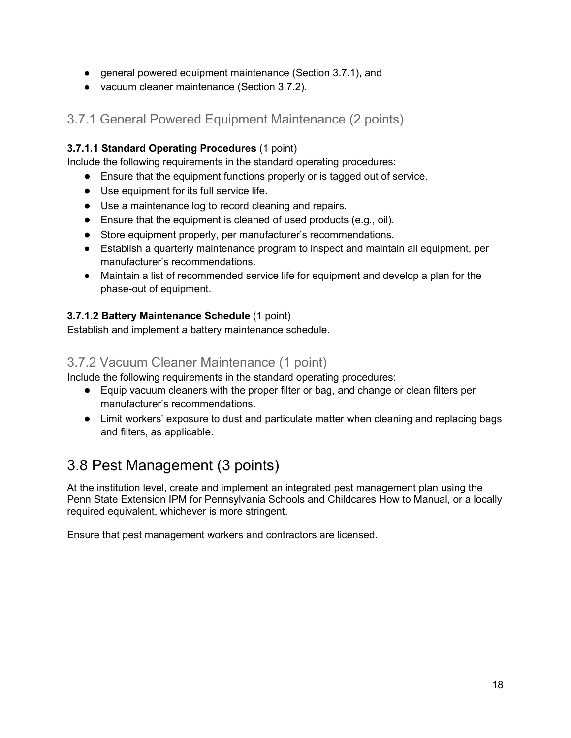- general powered equipment maintenance (Section 3.7.1), and
- vacuum cleaner maintenance (Section 3.7.2).

### 3.7.1 General Powered Equipment Maintenance (2 points)

**3.7.1.1 Standard Operating Procedures** (1 point)
Include the following requirements in the standard operating procedures:

- Ensure that the equipment functions properly or is tagged out of service.
- Use equipment for its full service life.
- Use a maintenance log to record cleaning and repairs.
- Ensure that the equipment is cleaned of used products (e.g., oil).
- Store equipment properly, per manufacturer's recommendations.
- Establish a quarterly maintenance program to inspect and maintain all equipment, per manufacturer's recommendations.
- Maintain a list of recommended service life for equipment and develop a plan for the phase-out of equipment.

**3.7.1.2 Battery Maintenance Schedule** (1 point)
Establish and implement a battery maintenance schedule.

### 3.7.2 Vacuum Cleaner Maintenance (1 point)

Include the following requirements in the standard operating procedures:

- Equip vacuum cleaners with the proper filter or bag, and change or clean filters per manufacturer's recommendations.
- Limit workers' exposure to dust and particulate matter when cleaning and replacing bags and filters, as applicable.

## 3.8 Pest Management (3 points)

At the institution level, create and implement an integrated pest management plan using the Penn State Extension IPM for Pennsylvania Schools and Childcares How to Manual, or a locally required equivalent, whichever is more stringent.

Ensure that pest management workers and contractors are licensed.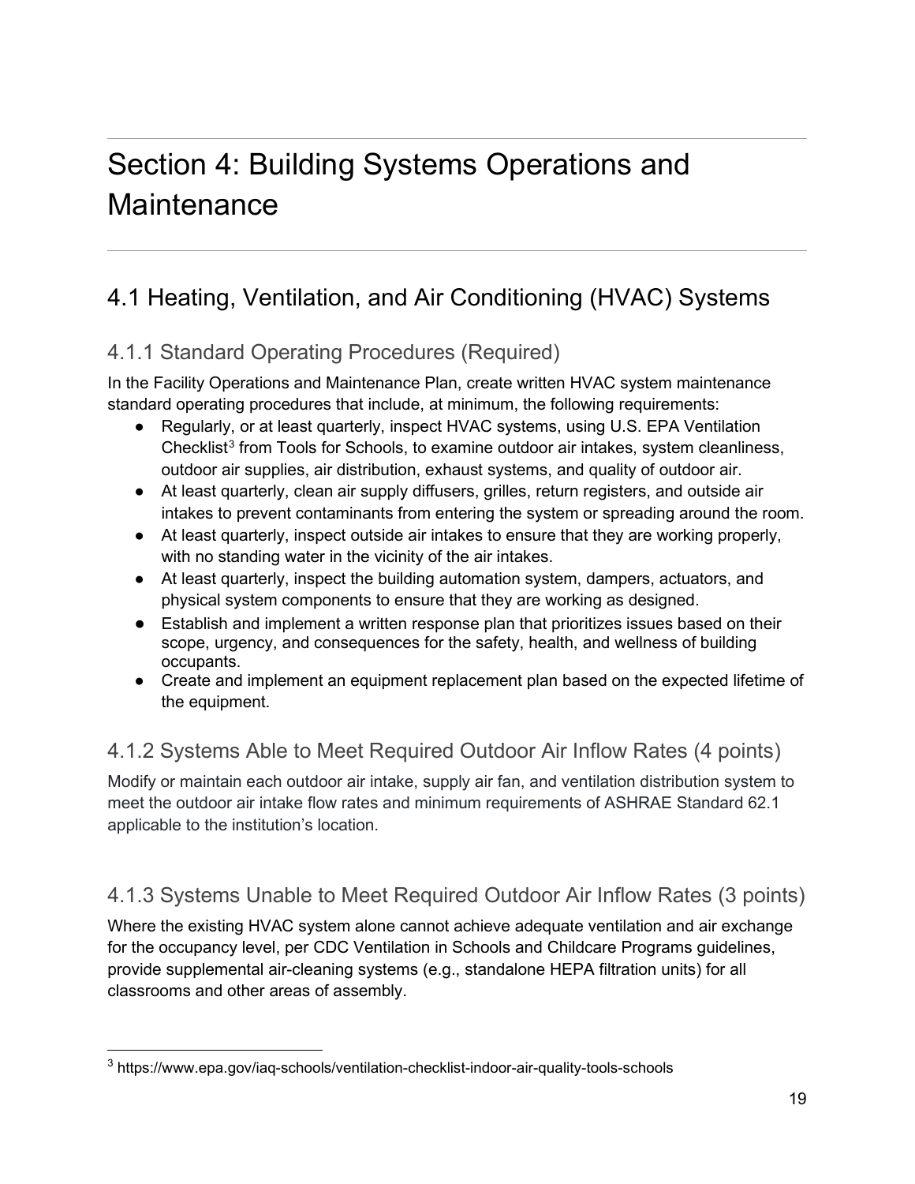# Section 4: Building Systems Operations and Maintenance

## 4.1 Heating, Ventilation, and Air Conditioning (HVAC) Systems

### 4.1.1 Standard Operating Procedures (Required)

In the Facility Operations and Maintenance Plan, create written HVAC system maintenance standard operating procedures that include, at minimum, the following requirements:

- Regularly, or at least quarterly, inspect HVAC systems, using U.S. EPA Ventilation Checklist[3] from Tools for Schools, to examine outdoor air intakes, system cleanliness, outdoor air supplies, air distribution, exhaust systems, and quality of outdoor air.
- At least quarterly, clean air supply diffusers, grilles, return registers, and outside air intakes to prevent contaminants from entering the system or spreading around the room.
- At least quarterly, inspect outside air intakes to ensure that they are working properly, with no standing water in the vicinity of the air intakes.
- At least quarterly, inspect the building automation system, dampers, actuators, and physical system components to ensure that they are working as designed.
- Establish and implement a written response plan that prioritizes issues based on their scope, urgency, and consequences for the safety, health, and wellness of building occupants.
- Create and implement an equipment replacement plan based on the expected lifetime of the equipment.

### 4.1.2 Systems Able to Meet Required Outdoor Air Inflow Rates (4 points)

Modify or maintain each outdoor air intake, supply air fan, and ventilation distribution system to meet the outdoor air intake flow rates and minimum requirements of ASHRAE Standard 62.1 applicable to the institution's location.

### 4.1.3 Systems Unable to Meet Required Outdoor Air Inflow Rates (3 points)

Where the existing HVAC system alone cannot achieve adequate ventilation and air exchange for the occupancy level, per CDC Ventilation in Schools and Childcare Programs guidelines, provide supplemental air-cleaning systems (e.g., standalone HEPA filtration units) for all classrooms and other areas of assembly.

[3] https://www.epa.gov/iaq-schools/ventilation-checklist-indoor-air-quality-tools-schools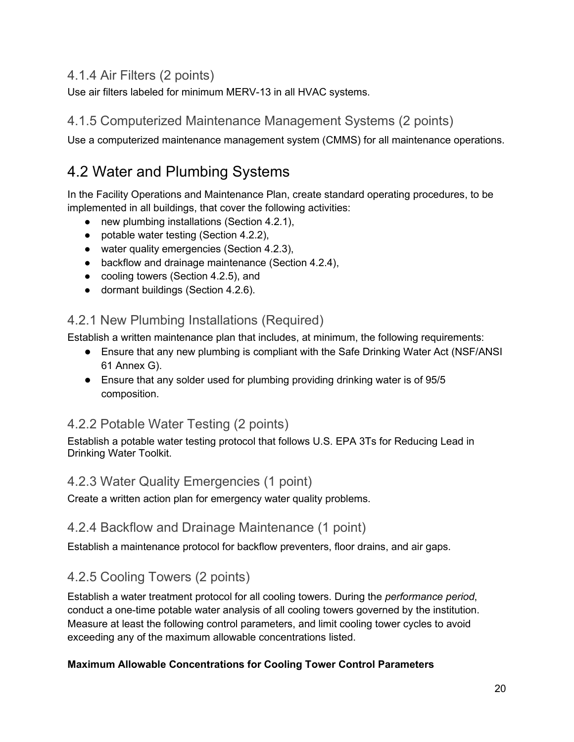### 4.1.4 Air Filters (2 points)

Use air filters labeled for minimum MERV-13 in all HVAC systems.

### 4.1.5 Computerized Maintenance Management Systems (2 points)

Use a computerized maintenance management system (CMMS) for all maintenance operations.

## 4.2 Water and Plumbing Systems

In the Facility Operations and Maintenance Plan, create standard operating procedures, to be implemented in all buildings, that cover the following activities:

- new plumbing installations (Section 4.2.1),
- potable water testing (Section 4.2.2),
- water quality emergencies (Section 4.2.3),
- backflow and drainage maintenance (Section 4.2.4),
- cooling towers (Section 4.2.5), and
- dormant buildings (Section 4.2.6).

### 4.2.1 New Plumbing Installations (Required)

Establish a written maintenance plan that includes, at minimum, the following requirements:

- Ensure that any new plumbing is compliant with the Safe Drinking Water Act (NSF/ANSI 61 Annex G).
- Ensure that any solder used for plumbing providing drinking water is of 95/5 composition.

### 4.2.2 Potable Water Testing (2 points)

Establish a potable water testing protocol that follows U.S. EPA 3Ts for Reducing Lead in Drinking Water Toolkit.

### 4.2.3 Water Quality Emergencies (1 point)

Create a written action plan for emergency water quality problems.

### 4.2.4 Backflow and Drainage Maintenance (1 point)

Establish a maintenance protocol for backflow preventers, floor drains, and air gaps.

### 4.2.5 Cooling Towers (2 points)

Establish a water treatment protocol for all cooling towers. During the *performance period*, conduct a one-time potable water analysis of all cooling towers governed by the institution. Measure at least the following control parameters, and limit cooling tower cycles to avoid exceeding any of the maximum allowable concentrations listed.

**Maximum Allowable Concentrations for Cooling Tower Control Parameters**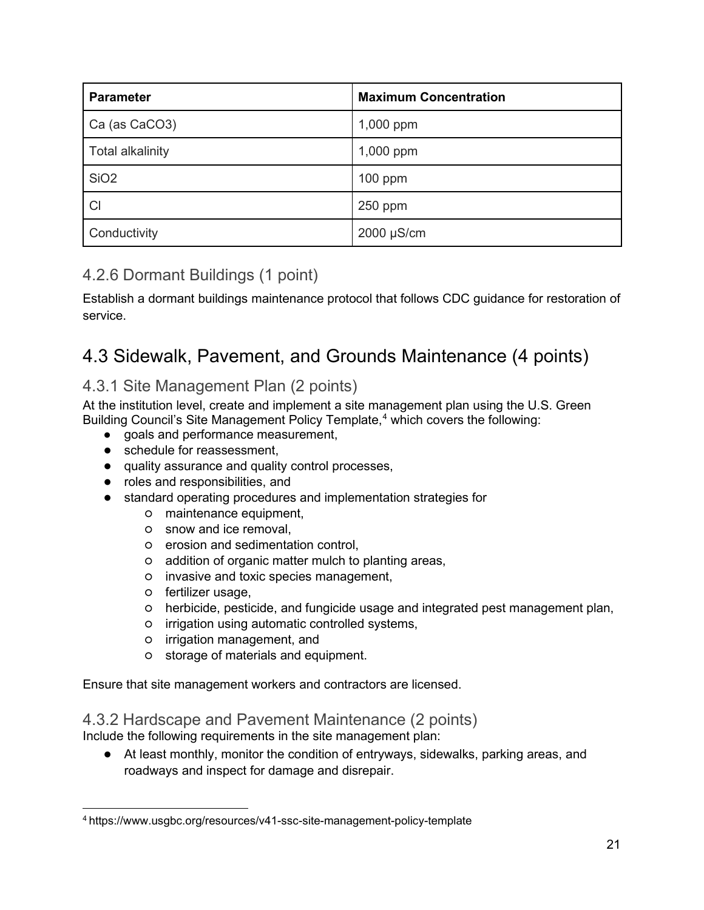| Parameter | Maximum Concentration |
|---|---|
| Ca (as $CaCO_3$) | 1,000 ppm |
| Total alkalinity | 1,000 ppm |
| $SiO_2$ | 100 ppm |
| Cl | 250 ppm |
| Conductivity | 2000 μS/cm |

### 4.2.6 Dormant Buildings (1 point)

Establish a dormant buildings maintenance protocol that follows CDC guidance for restoration of service.

## 4.3 Sidewalk, Pavement, and Grounds Maintenance (4 points)

### 4.3.1 Site Management Plan (2 points)

At the institution level, create and implement a site management plan using the U.S. Green Building Council's Site Management Policy Template,[4] which covers the following:

- goals and performance measurement,
- schedule for reassessment,
- quality assurance and quality control processes,
- roles and responsibilities, and
- standard operating procedures and implementation strategies for
  - maintenance equipment,
  - snow and ice removal,
  - erosion and sedimentation control,
  - addition of organic matter mulch to planting areas,
  - invasive and toxic species management,
  - fertilizer usage,
  - herbicide, pesticide, and fungicide usage and integrated pest management plan,
  - irrigation using automatic controlled systems,
  - irrigation management, and
  - storage of materials and equipment.

Ensure that site management workers and contractors are licensed.

### 4.3.2 Hardscape and Pavement Maintenance (2 points)

Include the following requirements in the site management plan:

- At least monthly, monitor the condition of entryways, sidewalks, parking areas, and roadways and inspect for damage and disrepair.

[4] https://www.usgbc.org/resources/v41-ssc-site-management-policy-template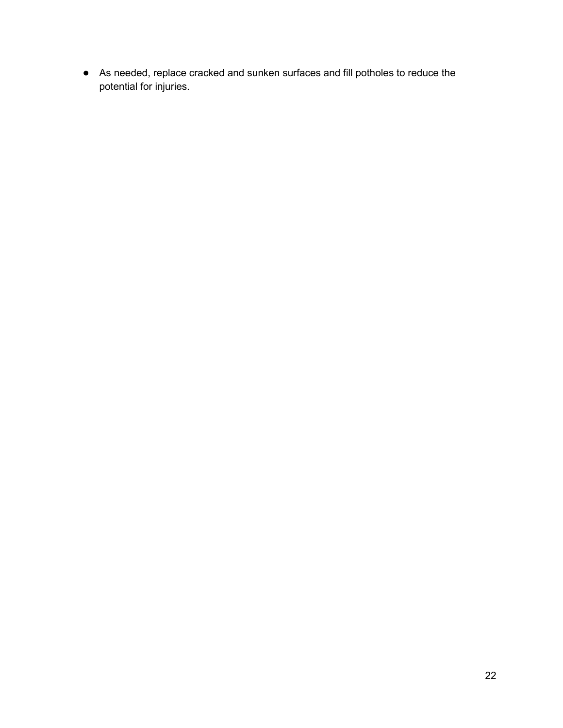- As needed, replace cracked and sunken surfaces and fill potholes to reduce the potential for injuries.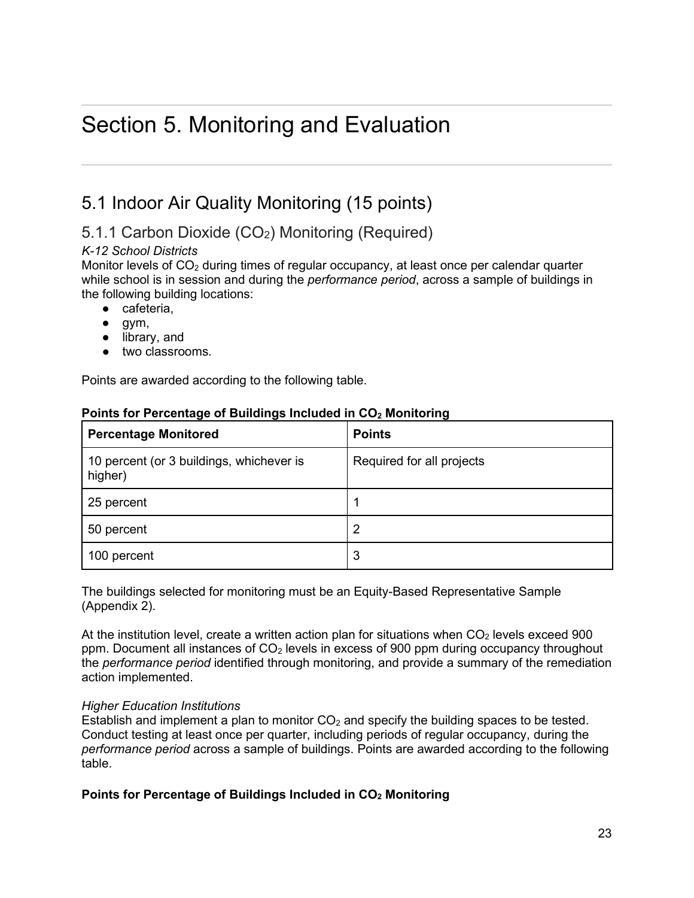# Section 5. Monitoring and Evaluation

## 5.1 Indoor Air Quality Monitoring (15 points)

### 5.1.1 Carbon Dioxide ($CO_2$) Monitoring (Required)

*K-12 School Districts*
Monitor levels of $CO_2$ during times of regular occupancy, at least once per calendar quarter while school is in session and during the *performance period*, across a sample of buildings in the following building locations:

- cafeteria,
- gym,
- library, and
- two classrooms.

Points are awarded according to the following table.

**Points for Percentage of Buildings Included in $CO_2$ Monitoring**

| Percentage Monitored | Points |
|---|---|
| 10 percent (or 3 buildings, whichever is higher) | Required for all projects |
| 25 percent | 1 |
| 50 percent | 2 |
| 100 percent | 3 |

The buildings selected for monitoring must be an Equity-Based Representative Sample (Appendix 2).

At the institution level, create a written action plan for situations when $CO_2$ levels exceed 900 ppm. Document all instances of $CO_2$ levels in excess of 900 ppm during occupancy throughout the *performance period* identified through monitoring, and provide a summary of the remediation action implemented.

*Higher Education Institutions*
Establish and implement a plan to monitor $CO_2$ and specify the building spaces to be tested. Conduct testing at least once per quarter, including periods of regular occupancy, during the *performance period* across a sample of buildings. Points are awarded according to the following table.

**Points for Percentage of Buildings Included in $CO_2$ Monitoring**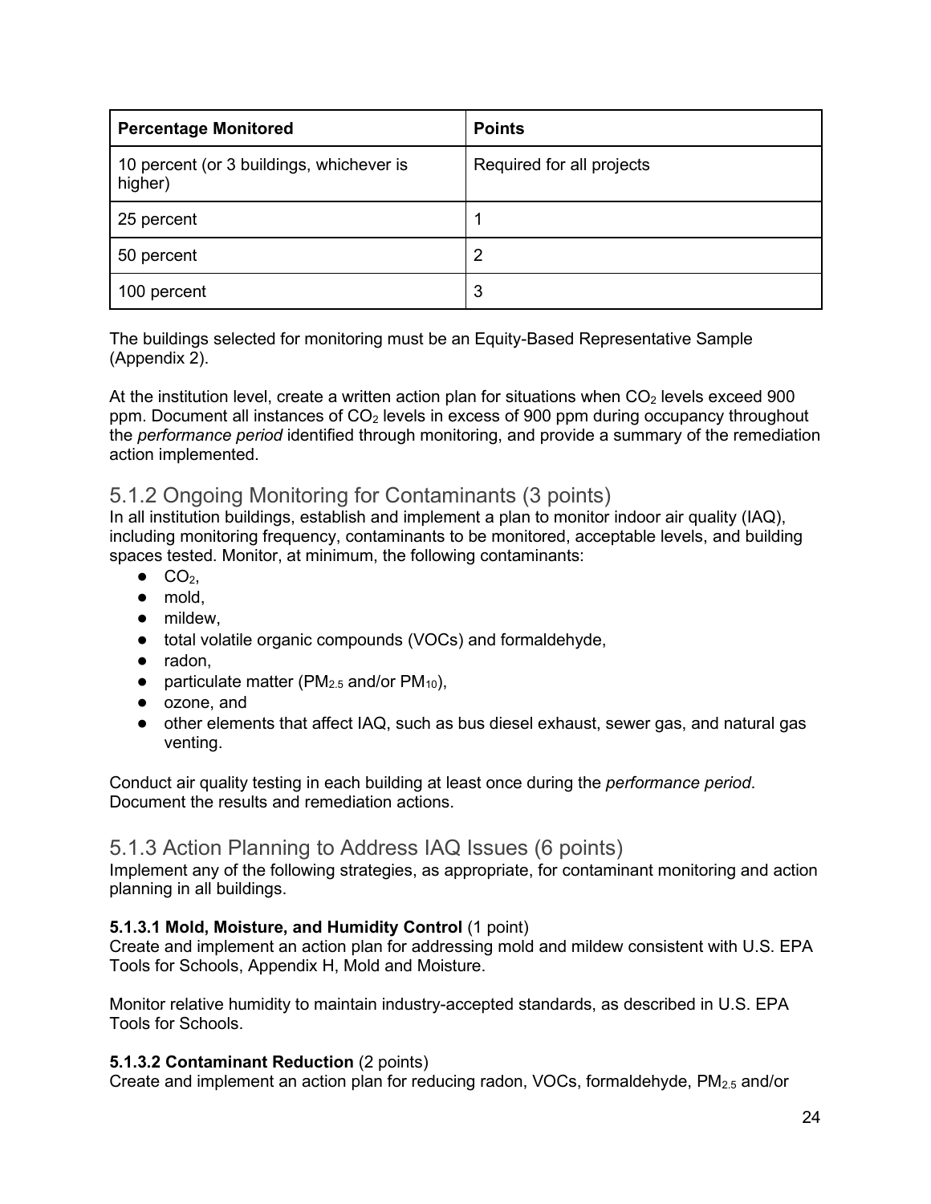| Percentage Monitored | Points |
| --- | --- |
| 10 percent (or 3 buildings, whichever is higher) | Required for all projects |
| 25 percent | 1 |
| 50 percent | 2 |
| 100 percent | 3 |

The buildings selected for monitoring must be an Equity-Based Representative Sample (Appendix 2).

At the institution level, create a written action plan for situations when $CO_2$ levels exceed 900 ppm. Document all instances of $CO_2$ levels in excess of 900 ppm during occupancy throughout the *performance period* identified through monitoring, and provide a summary of the remediation action implemented.

## 5.1.2 Ongoing Monitoring for Contaminants (3 points)

In all institution buildings, establish and implement a plan to monitor indoor air quality (IAQ), including monitoring frequency, contaminants to be monitored, acceptable levels, and building spaces tested. Monitor, at minimum, the following contaminants:

- $CO_2$,
- mold,
- mildew,
- total volatile organic compounds (VOCs) and formaldehyde,
- radon,
- particulate matter ($PM_{2.5}$ and/or $PM_{10}$),
- ozone, and
- other elements that affect IAQ, such as bus diesel exhaust, sewer gas, and natural gas venting.

Conduct air quality testing in each building at least once during the *performance period*. Document the results and remediation actions.

## 5.1.3 Action Planning to Address IAQ Issues (6 points)

Implement any of the following strategies, as appropriate, for contaminant monitoring and action planning in all buildings.

**5.1.3.1 Mold, Moisture, and Humidity Control** (1 point)
Create and implement an action plan for addressing mold and mildew consistent with U.S. EPA Tools for Schools, Appendix H, Mold and Moisture.

Monitor relative humidity to maintain industry-accepted standards, as described in U.S. EPA Tools for Schools.

**5.1.3.2 Contaminant Reduction** (2 points)
Create and implement an action plan for reducing radon, VOCs, formaldehyde, $PM_{2.5}$ and/or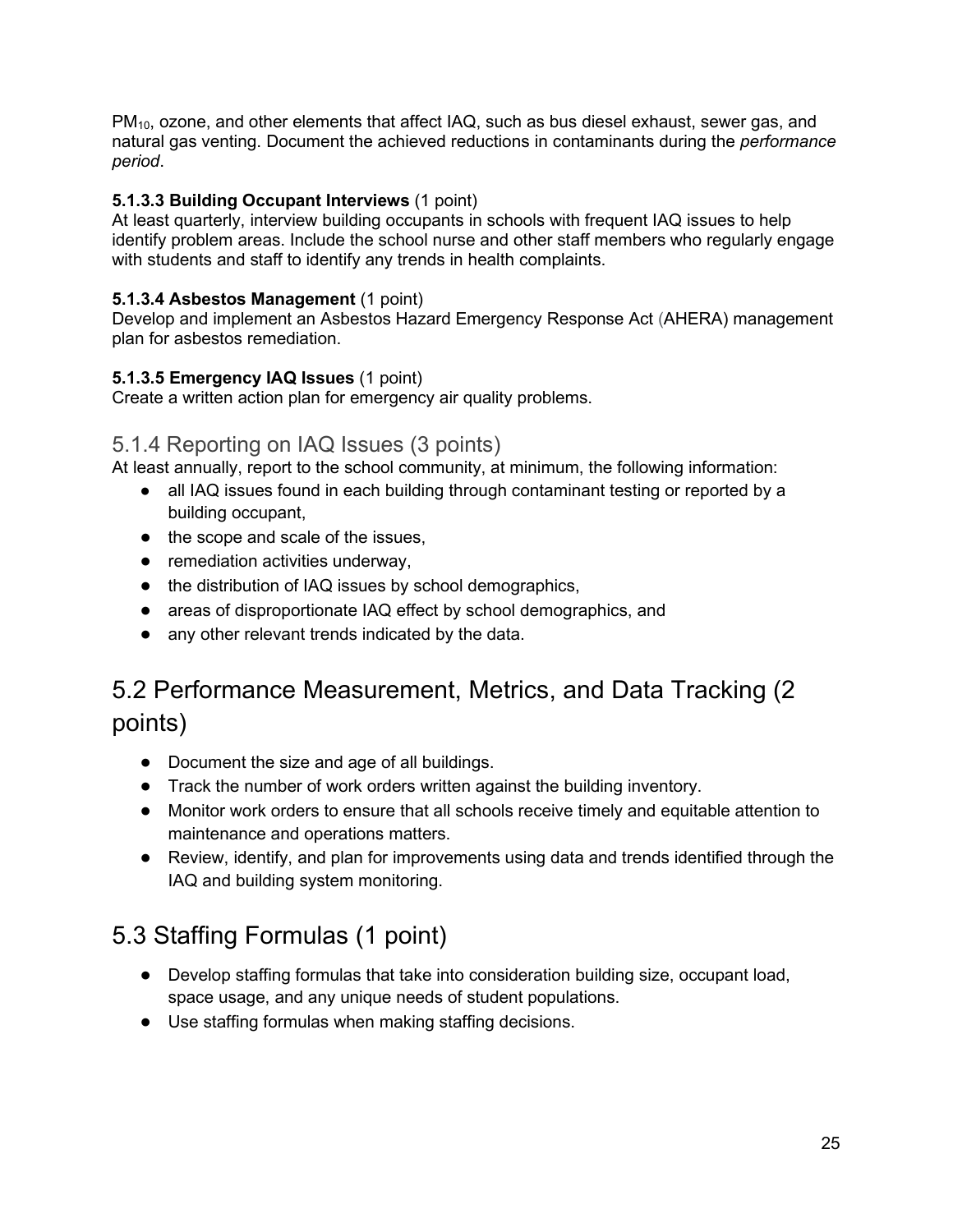$PM_{10}$, ozone, and other elements that affect IAQ, such as bus diesel exhaust, sewer gas, and natural gas venting. Document the achieved reductions in contaminants during the *performance period*.

**5.1.3.3 Building Occupant Interviews** (1 point)
At least quarterly, interview building occupants in schools with frequent IAQ issues to help identify problem areas. Include the school nurse and other staff members who regularly engage with students and staff to identify any trends in health complaints.

**5.1.3.4 Asbestos Management** (1 point)
Develop and implement an Asbestos Hazard Emergency Response Act (AHERA) management plan for asbestos remediation.

**5.1.3.5 Emergency IAQ Issues** (1 point)
Create a written action plan for emergency air quality problems.

### 5.1.4 Reporting on IAQ Issues (3 points)

At least annually, report to the school community, at minimum, the following information:

- all IAQ issues found in each building through contaminant testing or reported by a building occupant,
- the scope and scale of the issues,
- remediation activities underway,
- the distribution of IAQ issues by school demographics,
- areas of disproportionate IAQ effect by school demographics, and
- any other relevant trends indicated by the data.

## 5.2 Performance Measurement, Metrics, and Data Tracking (2 points)

- Document the size and age of all buildings.
- Track the number of work orders written against the building inventory.
- Monitor work orders to ensure that all schools receive timely and equitable attention to maintenance and operations matters.
- Review, identify, and plan for improvements using data and trends identified through the IAQ and building system monitoring.

## 5.3 Staffing Formulas (1 point)

- Develop staffing formulas that take into consideration building size, occupant load, space usage, and any unique needs of student populations.
- Use staffing formulas when making staffing decisions.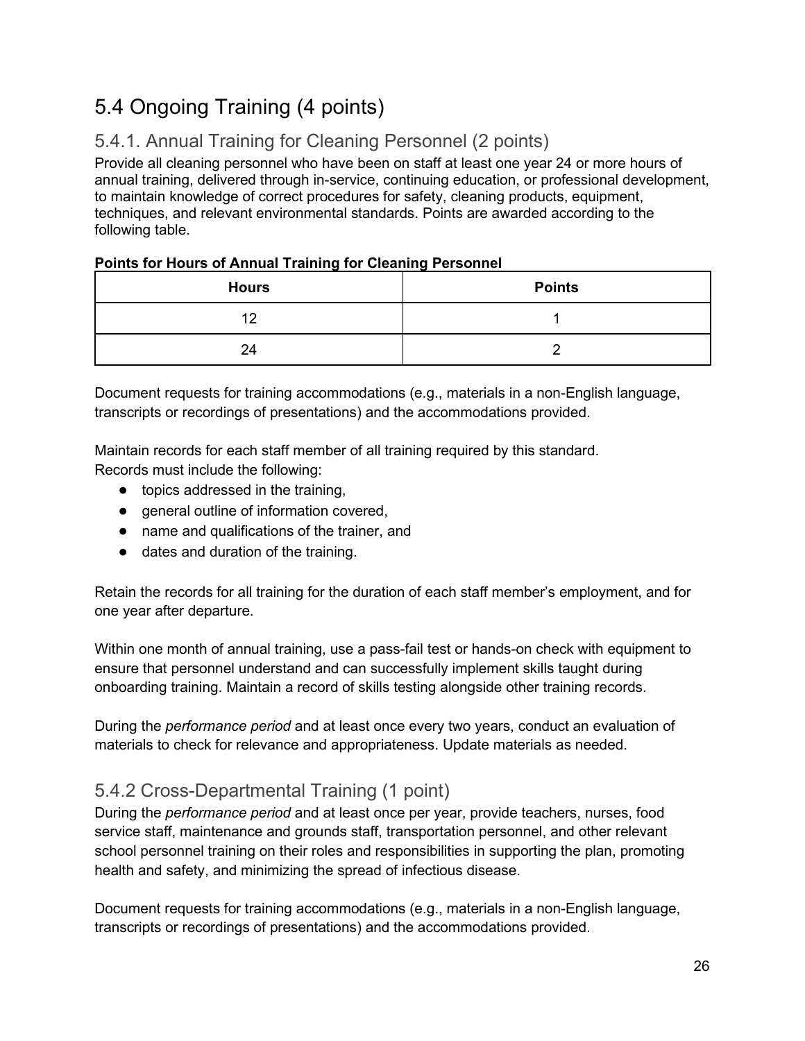## 5.4 Ongoing Training (4 points)

### 5.4.1. Annual Training for Cleaning Personnel (2 points)

Provide all cleaning personnel who have been on staff at least one year 24 or more hours of annual training, delivered through in-service, continuing education, or professional development, to maintain knowledge of correct procedures for safety, cleaning products, equipment, techniques, and relevant environmental standards. Points are awarded according to the following table.

**Points for Hours of Annual Training for Cleaning Personnel**

| Hours | Points |
|---|---|
| 12 | 1 |
| 24 | 2 |

Document requests for training accommodations (e.g., materials in a non-English language, transcripts or recordings of presentations) and the accommodations provided.

Maintain records for each staff member of all training required by this standard.
Records must include the following:

- topics addressed in the training,
- general outline of information covered,
- name and qualifications of the trainer, and
- dates and duration of the training.

Retain the records for all training for the duration of each staff member's employment, and for one year after departure.

Within one month of annual training, use a pass-fail test or hands-on check with equipment to ensure that personnel understand and can successfully implement skills taught during onboarding training. Maintain a record of skills testing alongside other training records.

During the *performance period* and at least once every two years, conduct an evaluation of materials to check for relevance and appropriateness. Update materials as needed.

### 5.4.2 Cross-Departmental Training (1 point)

During the *performance period* and at least once per year, provide teachers, nurses, food service staff, maintenance and grounds staff, transportation personnel, and other relevant school personnel training on their roles and responsibilities in supporting the plan, promoting health and safety, and minimizing the spread of infectious disease.

Document requests for training accommodations (e.g., materials in a non-English language, transcripts or recordings of presentations) and the accommodations provided.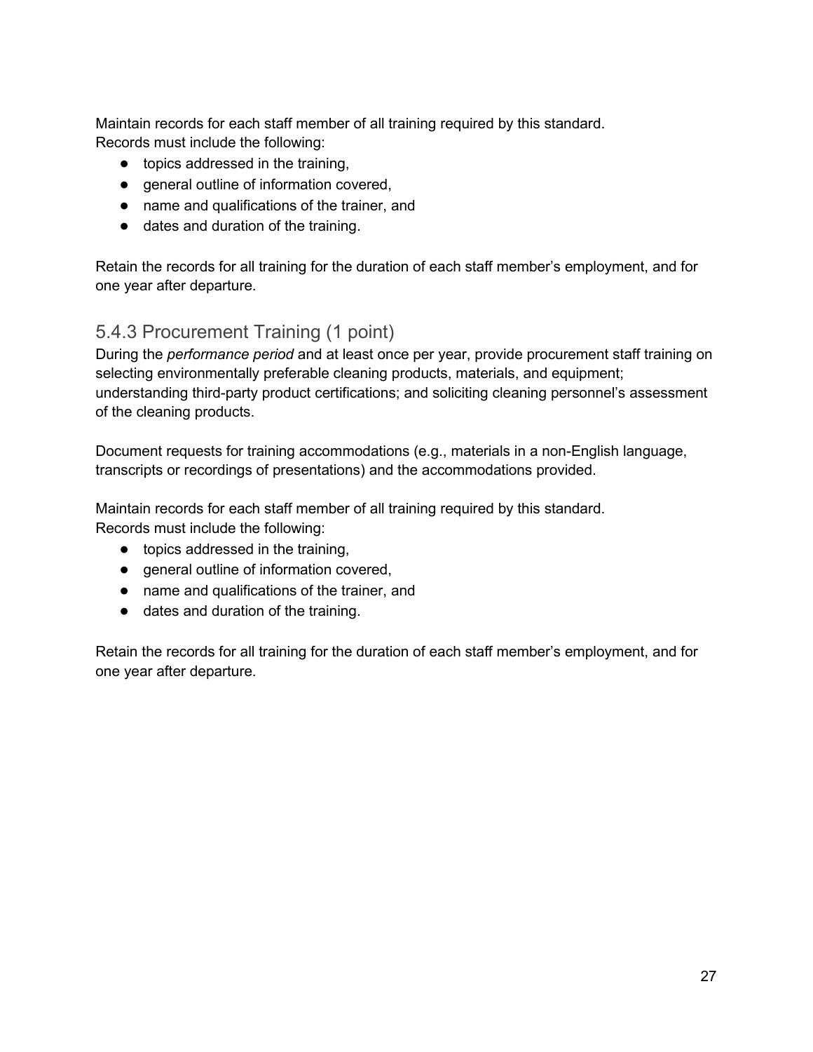Maintain records for each staff member of all training required by this standard.
Records must include the following:

- topics addressed in the training,
- general outline of information covered,
- name and qualifications of the trainer, and
- dates and duration of the training.

Retain the records for all training for the duration of each staff member's employment, and for one year after departure.

### 5.4.3 Procurement Training (1 point)

During the *performance period* and at least once per year, provide procurement staff training on selecting environmentally preferable cleaning products, materials, and equipment; understanding third-party product certifications; and soliciting cleaning personnel's assessment of the cleaning products.

Document requests for training accommodations (e.g., materials in a non-English language, transcripts or recordings of presentations) and the accommodations provided.

Maintain records for each staff member of all training required by this standard.
Records must include the following:

- topics addressed in the training,
- general outline of information covered,
- name and qualifications of the trainer, and
- dates and duration of the training.

Retain the records for all training for the duration of each staff member's employment, and for one year after departure.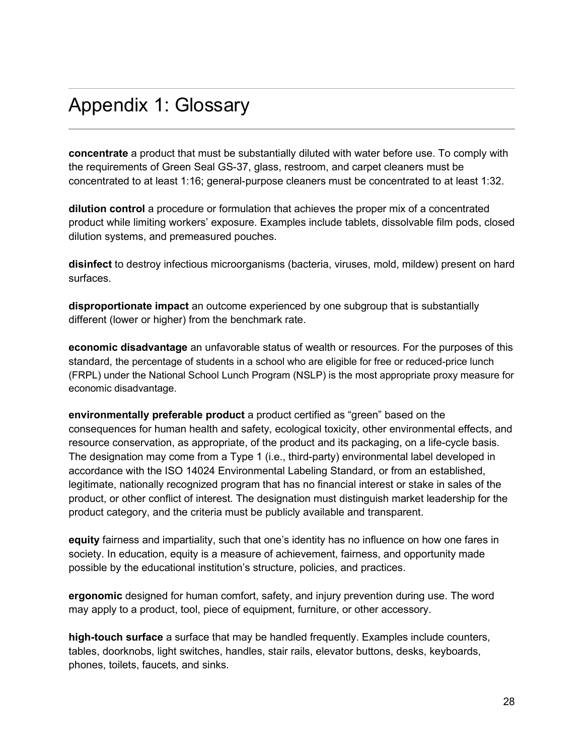# Appendix 1: Glossary

**concentrate** a product that must be substantially diluted with water before use. To comply with the requirements of Green Seal GS-37, glass, restroom, and carpet cleaners must be concentrated to at least 1:16; general-purpose cleaners must be concentrated to at least 1:32.

**dilution control** a procedure or formulation that achieves the proper mix of a concentrated product while limiting workers' exposure. Examples include tablets, dissolvable film pods, closed dilution systems, and premeasured pouches.

**disinfect** to destroy infectious microorganisms (bacteria, viruses, mold, mildew) present on hard surfaces.

**disproportionate impact** an outcome experienced by one subgroup that is substantially different (lower or higher) from the benchmark rate.

**economic disadvantage** an unfavorable status of wealth or resources. For the purposes of this standard, the percentage of students in a school who are eligible for free or reduced-price lunch (FRPL) under the National School Lunch Program (NSLP) is the most appropriate proxy measure for economic disadvantage.

**environmentally preferable product** a product certified as "green" based on the consequences for human health and safety, ecological toxicity, other environmental effects, and resource conservation, as appropriate, of the product and its packaging, on a life-cycle basis. The designation may come from a Type 1 (i.e., third-party) environmental label developed in accordance with the ISO 14024 Environmental Labeling Standard, or from an established, legitimate, nationally recognized program that has no financial interest or stake in sales of the product, or other conflict of interest. The designation must distinguish market leadership for the product category, and the criteria must be publicly available and transparent.

**equity** fairness and impartiality, such that one's identity has no influence on how one fares in society. In education, equity is a measure of achievement, fairness, and opportunity made possible by the educational institution's structure, policies, and practices.

**ergonomic** designed for human comfort, safety, and injury prevention during use. The word may apply to a product, tool, piece of equipment, furniture, or other accessory.

**high-touch surface** a surface that may be handled frequently. Examples include counters, tables, doorknobs, light switches, handles, stair rails, elevator buttons, desks, keyboards, phones, toilets, faucets, and sinks.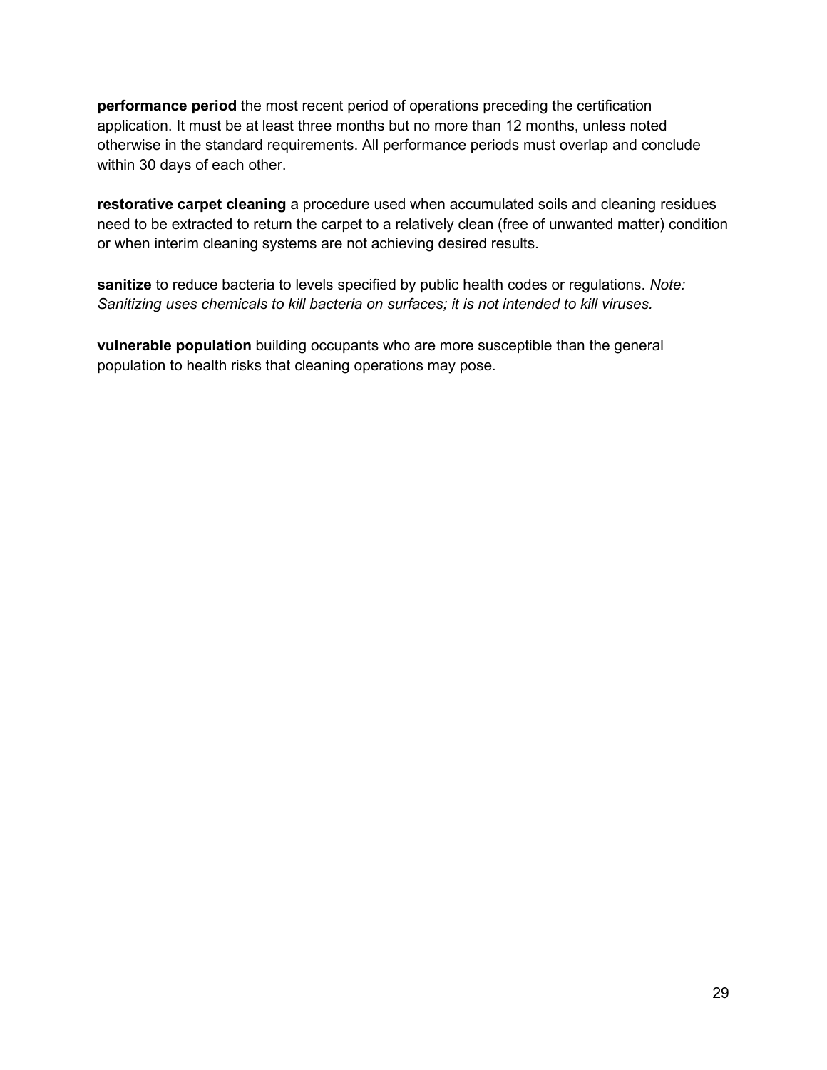**performance period** the most recent period of operations preceding the certification application. It must be at least three months but no more than 12 months, unless noted otherwise in the standard requirements. All performance periods must overlap and conclude within 30 days of each other.

**restorative carpet cleaning** a procedure used when accumulated soils and cleaning residues need to be extracted to return the carpet to a relatively clean (free of unwanted matter) condition or when interim cleaning systems are not achieving desired results.

**sanitize** to reduce bacteria to levels specified by public health codes or regulations. *Note: Sanitizing uses chemicals to kill bacteria on surfaces; it is not intended to kill viruses.*

**vulnerable population** building occupants who are more susceptible than the general population to health risks that cleaning operations may pose.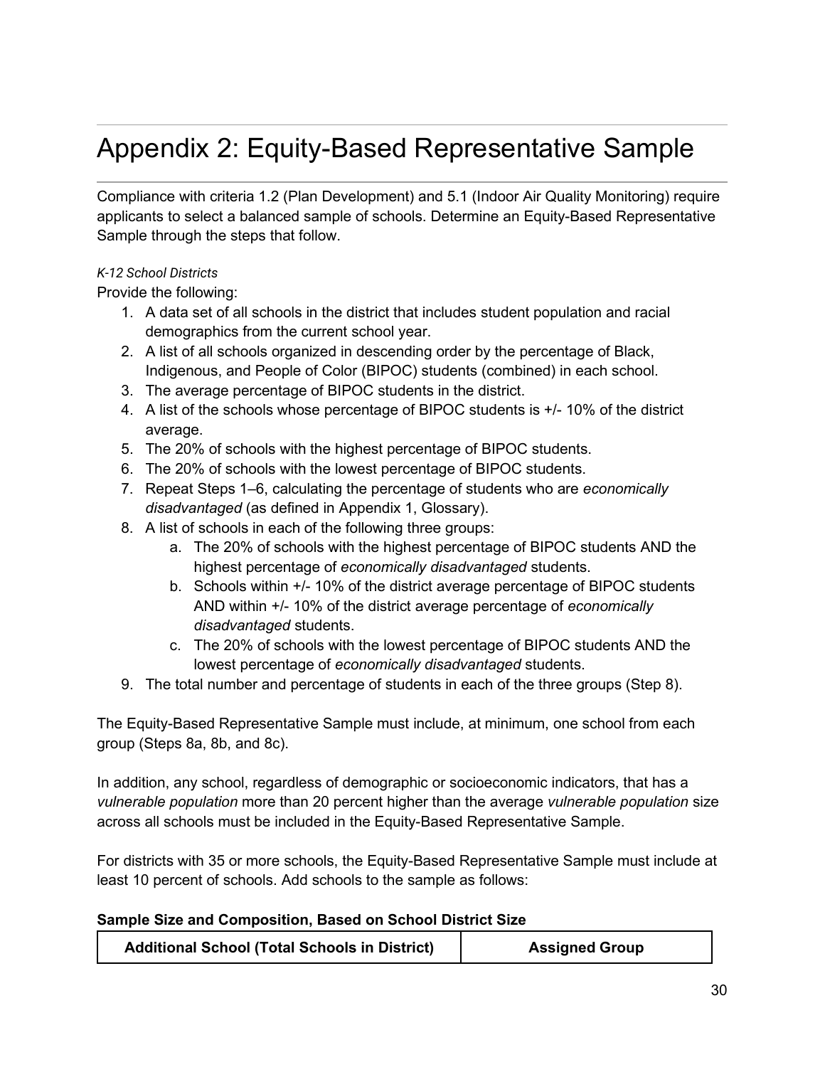# Appendix 2: Equity-Based Representative Sample

Compliance with criteria 1.2 (Plan Development) and 5.1 (Indoor Air Quality Monitoring) require applicants to select a balanced sample of schools. Determine an Equity-Based Representative Sample through the steps that follow.

*K-12 School Districts*

Provide the following:

1. A data set of all schools in the district that includes student population and racial demographics from the current school year.
2. A list of all schools organized in descending order by the percentage of Black, Indigenous, and People of Color (BIPOC) students (combined) in each school.
3. The average percentage of BIPOC students in the district.
4. A list of the schools whose percentage of BIPOC students is +/- 10% of the district average.
5. The 20% of schools with the highest percentage of BIPOC students.
6. The 20% of schools with the lowest percentage of BIPOC students.
7. Repeat Steps 1–6, calculating the percentage of students who are *economically disadvantaged* (as defined in Appendix 1, Glossary).
8. A list of schools in each of the following three groups:
   a. The 20% of schools with the highest percentage of BIPOC students AND the highest percentage of *economically disadvantaged* students.
   b. Schools within +/- 10% of the district average percentage of BIPOC students AND within +/- 10% of the district average percentage of *economically disadvantaged* students.
   c. The 20% of schools with the lowest percentage of BIPOC students AND the lowest percentage of *economically disadvantaged* students.
9. The total number and percentage of students in each of the three groups (Step 8).

The Equity-Based Representative Sample must include, at minimum, one school from each group (Steps 8a, 8b, and 8c).

In addition, any school, regardless of demographic or socioeconomic indicators, that has a *vulnerable population* more than 20 percent higher than the average *vulnerable population* size across all schools must be included in the Equity-Based Representative Sample.

For districts with 35 or more schools, the Equity-Based Representative Sample must include at least 10 percent of schools. Add schools to the sample as follows:

**Sample Size and Composition, Based on School District Size**

| Additional School (Total Schools in District) | Assigned Group |
|---|---|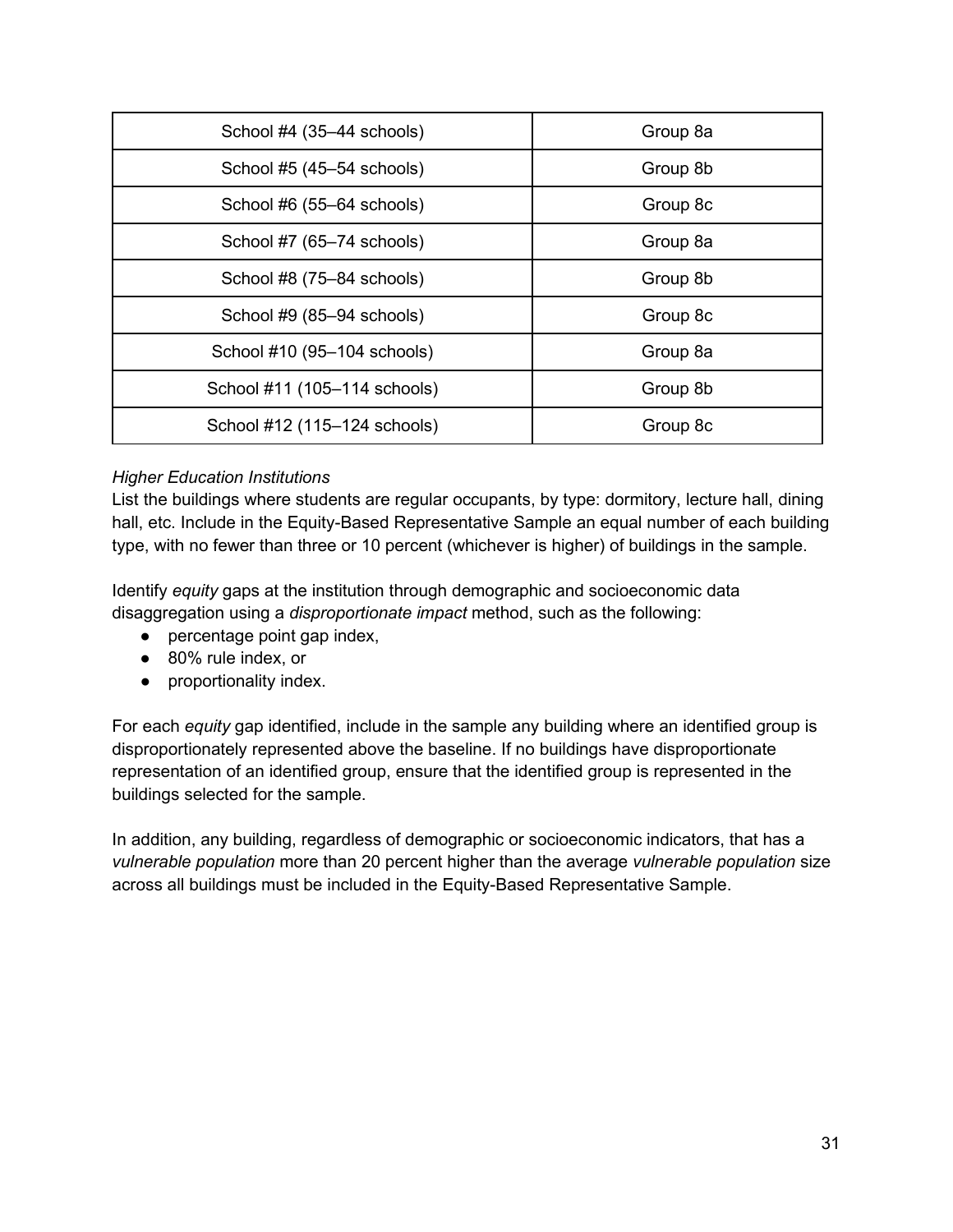| School #4 (35–44 schools) | Group 8a |
| --- | --- |
| School #5 (45–54 schools) | Group 8b |
| School #6 (55–64 schools) | Group 8c |
| School #7 (65–74 schools) | Group 8a |
| School #8 (75–84 schools) | Group 8b |
| School #9 (85–94 schools) | Group 8c |
| School #10 (95–104 schools) | Group 8a |
| School #11 (105–114 schools) | Group 8b |
| School #12 (115–124 schools) | Group 8c |

*Higher Education Institutions*
List the buildings where students are regular occupants, by type: dormitory, lecture hall, dining hall, etc. Include in the Equity-Based Representative Sample an equal number of each building type, with no fewer than three or 10 percent (whichever is higher) of buildings in the sample.

Identify *equity* gaps at the institution through demographic and socioeconomic data disaggregation using a *disproportionate impact* method, such as the following:

- percentage point gap index,
- 80% rule index, or
- proportionality index.

For each *equity* gap identified, include in the sample any building where an identified group is disproportionately represented above the baseline. If no buildings have disproportionate representation of an identified group, ensure that the identified group is represented in the buildings selected for the sample.

In addition, any building, regardless of demographic or socioeconomic indicators, that has a *vulnerable population* more than 20 percent higher than the average *vulnerable population* size across all buildings must be included in the Equity-Based Representative Sample.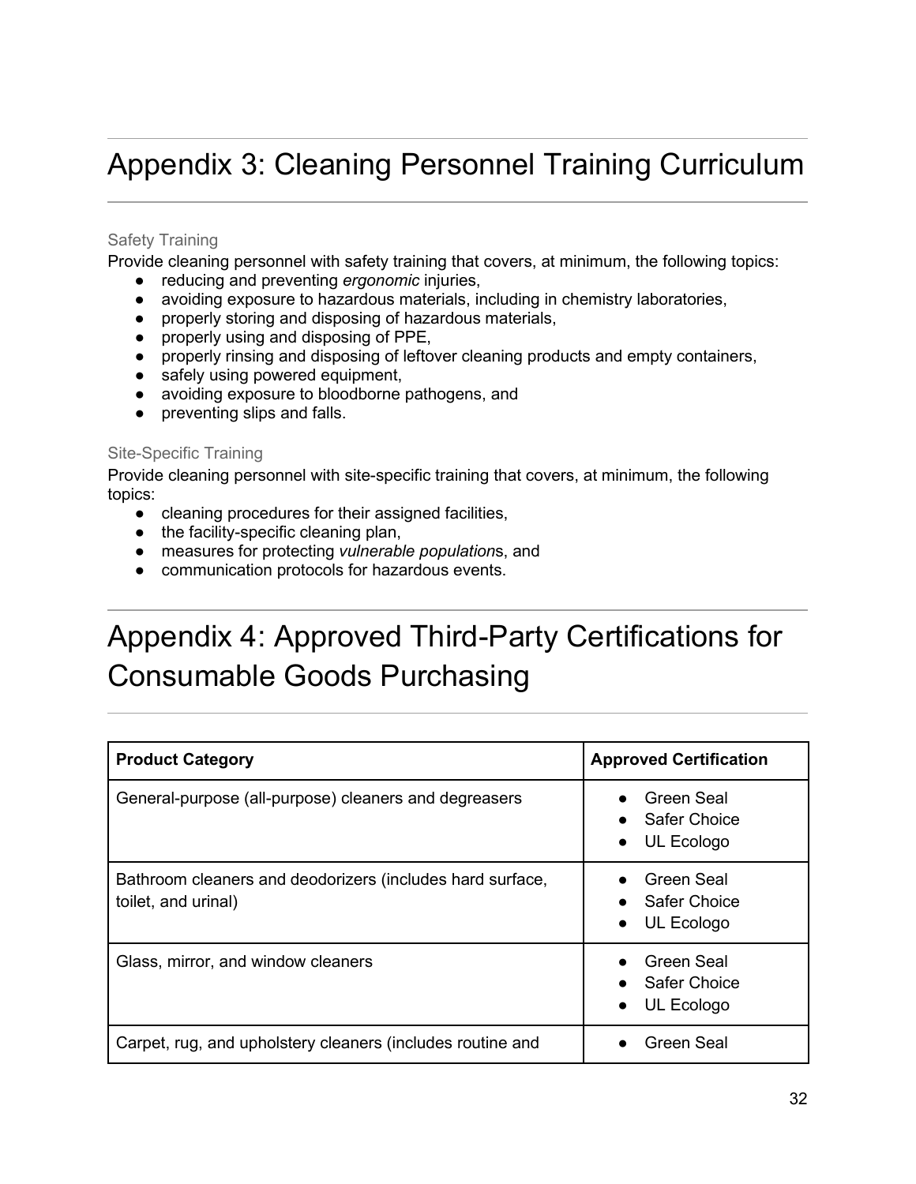# Appendix 3: Cleaning Personnel Training Curriculum

### Safety Training

Provide cleaning personnel with safety training that covers, at minimum, the following topics:

- reducing and preventing *ergonomic* injuries,
- avoiding exposure to hazardous materials, including in chemistry laboratories,
- properly storing and disposing of hazardous materials,
- properly using and disposing of PPE,
- properly rinsing and disposing of leftover cleaning products and empty containers,
- safely using powered equipment,
- avoiding exposure to bloodborne pathogens, and
- preventing slips and falls.

### Site-Specific Training

Provide cleaning personnel with site-specific training that covers, at minimum, the following topics:

- cleaning procedures for their assigned facilities,
- the facility-specific cleaning plan,
- measures for protecting *vulnerable population*s, and
- communication protocols for hazardous events.

# Appendix 4: Approved Third-Party Certifications for Consumable Goods Purchasing

| **Product Category** | **Approved Certification** |
|---|---|
| General-purpose (all-purpose) cleaners and degreasers | • Green Seal<br>• Safer Choice<br>• UL Ecologo |
| Bathroom cleaners and deodorizers (includes hard surface, toilet, and urinal) | • Green Seal<br>• Safer Choice<br>• UL Ecologo |
| Glass, mirror, and window cleaners | • Green Seal<br>• Safer Choice<br>• UL Ecologo |
| Carpet, rug, and upholstery cleaners (includes routine and | • Green Seal |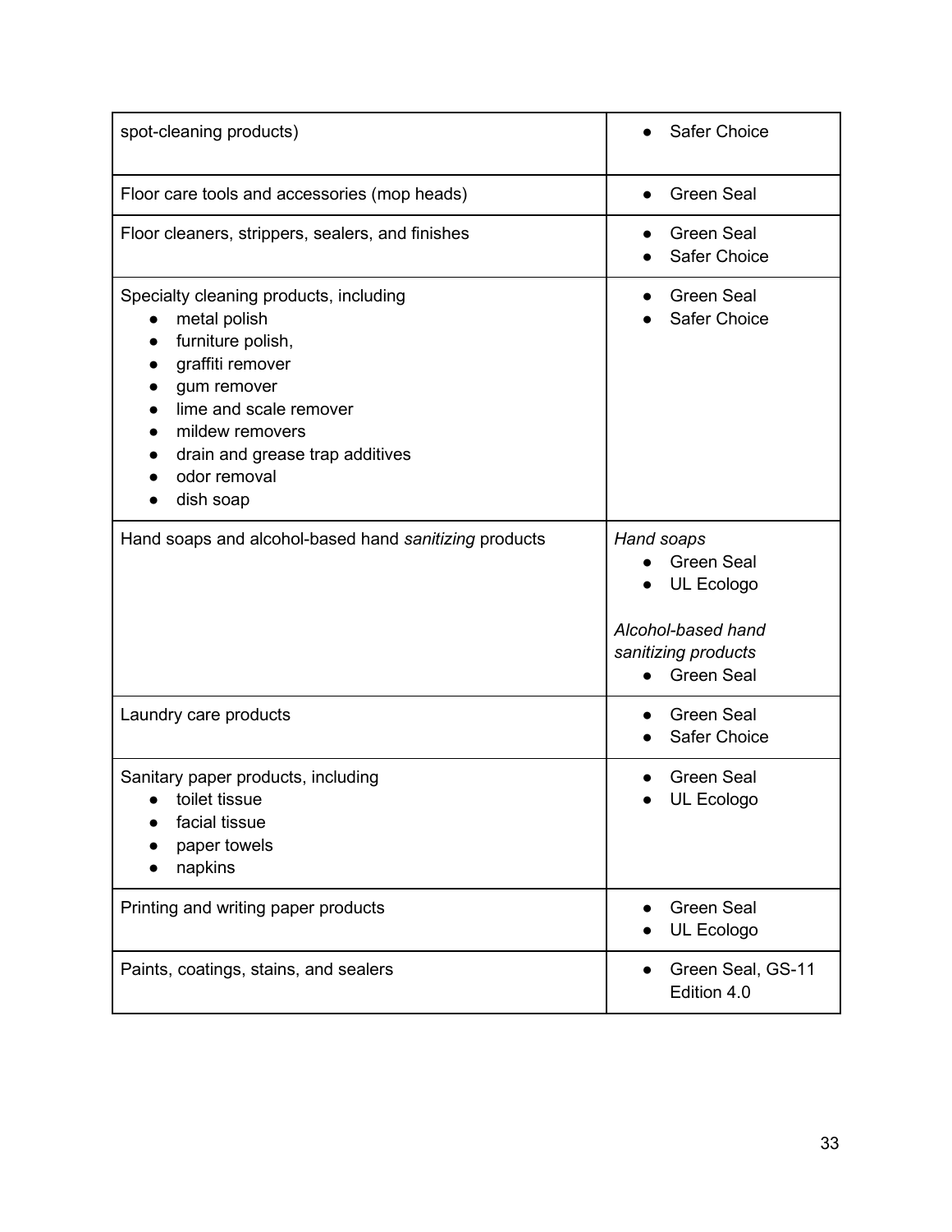| | |
|---|---|
| spot-cleaning products) | • Safer Choice |
| Floor care tools and accessories (mop heads) | • Green Seal |
| Floor cleaners, strippers, sealers, and finishes | • Green Seal<br>• Safer Choice |
| Specialty cleaning products, including<br>• metal polish<br>• furniture polish,<br>• graffiti remover<br>• gum remover<br>• lime and scale remover<br>• mildew removers<br>• drain and grease trap additives<br>• odor removal<br>• dish soap | • Green Seal<br>• Safer Choice |
| Hand soaps and alcohol-based hand *sanitizing* products | *Hand soaps*<br>• Green Seal<br>• UL Ecologo<br><br>*Alcohol-based hand sanitizing products*<br>• Green Seal |
| Laundry care products | • Green Seal<br>• Safer Choice |
| Sanitary paper products, including<br>• toilet tissue<br>• facial tissue<br>• paper towels<br>• napkins | • Green Seal<br>• UL Ecologo |
| Printing and writing paper products | • Green Seal<br>• UL Ecologo |
| Paints, coatings, stains, and sealers | • Green Seal, GS-11 Edition 4.0 |